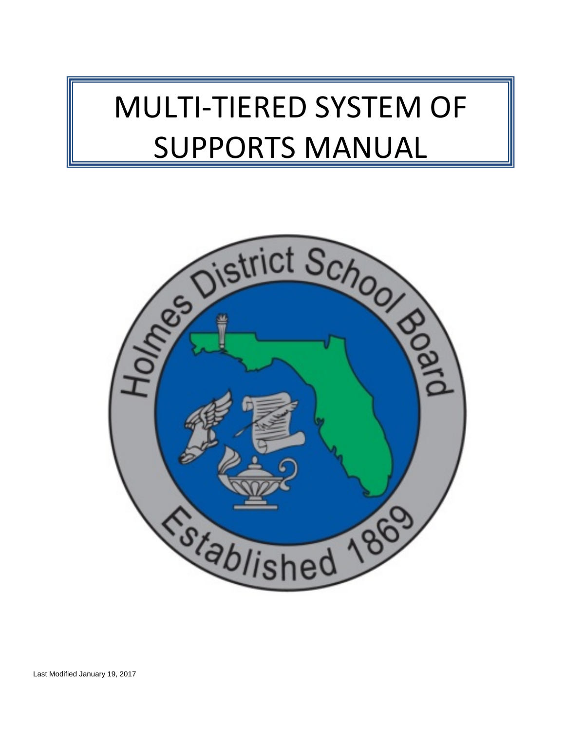# MULTI-TIERED SYSTEM OF SUPPORTS MANUAL

Holmes District School Board

Established 1869

Last Modified January 19, 2017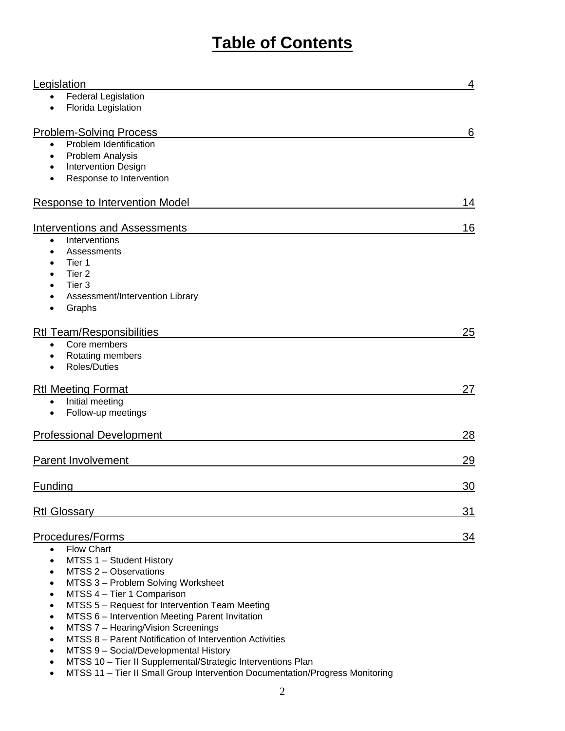# Table of Contents

Legislation 4

- Federal Legislation
- Florida Legislation

Problem-Solving Process 6

- Problem Identification
- Problem Analysis
- Intervention Design
- Response to Intervention

Response to Intervention Model 14

Interventions and Assessments 16

- Interventions
- Assessments
- Tier 1
- Tier 2
- Tier 3
- Assessment/Intervention Library
- Graphs

RtI Team/Responsibilities 25

- Core members
- Rotating members
- Roles/Duties

RtI Meeting Format 27

- Initial meeting
- Follow-up meetings

Professional Development 28

Parent Involvement 29

Funding 30

RtI Glossary 31

Procedures/Forms 34

- Flow Chart
- MTSS 1 – Student History
- MTSS 2 – Observations
- MTSS 3 – Problem Solving Worksheet
- MTSS 4 – Tier 1 Comparison
- MTSS 5 – Request for Intervention Team Meeting
- MTSS 6 – Intervention Meeting Parent Invitation
- MTSS 7 – Hearing/Vision Screenings
- MTSS 8 – Parent Notification of Intervention Activities
- MTSS 9 – Social/Developmental History
- MTSS 10 – Tier II Supplemental/Strategic Interventions Plan
- MTSS 11 – Tier II Small Group Intervention Documentation/Progress Monitoring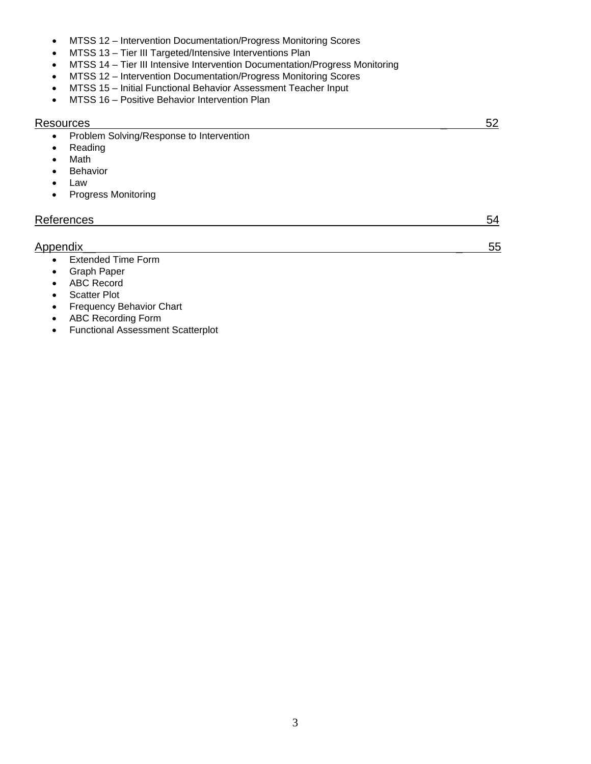- MTSS 12 – Intervention Documentation/Progress Monitoring Scores
- MTSS 13 – Tier III Targeted/Intensive Interventions Plan
- MTSS 14 – Tier III Intensive Intervention Documentation/Progress Monitoring
- MTSS 12 – Intervention Documentation/Progress Monitoring Scores
- MTSS 15 – Initial Functional Behavior Assessment Teacher Input
- MTSS 16 – Positive Behavior Intervention Plan

Resources 52

- Problem Solving/Response to Intervention
- Reading
- Math
- Behavior
- Law
- Progress Monitoring

References 54

Appendix 55

- Extended Time Form
- Graph Paper
- ABC Record
- Scatter Plot
- Frequency Behavior Chart
- ABC Recording Form
- Functional Assessment Scatterplot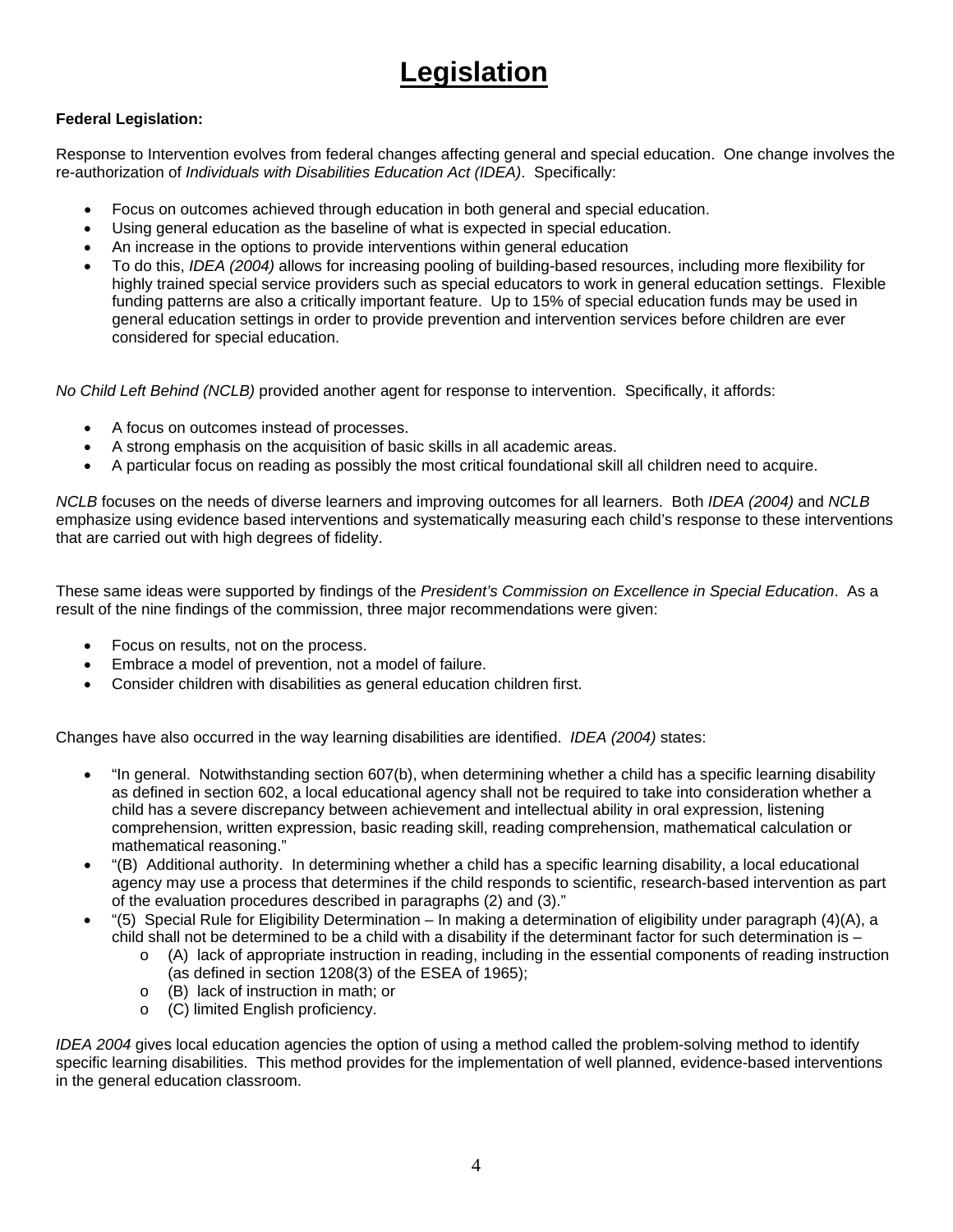# Legislation

**Federal Legislation:**

Response to Intervention evolves from federal changes affecting general and special education. One change involves the re-authorization of *Individuals with Disabilities Education Act (IDEA)*. Specifically:

- Focus on outcomes achieved through education in both general and special education.
- Using general education as the baseline of what is expected in special education.
- An increase in the options to provide interventions within general education
- To do this, *IDEA (2004)* allows for increasing pooling of building-based resources, including more flexibility for highly trained special service providers such as special educators to work in general education settings. Flexible funding patterns are also a critically important feature. Up to 15% of special education funds may be used in general education settings in order to provide prevention and intervention services before children are ever considered for special education.

*No Child Left Behind (NCLB)* provided another agent for response to intervention. Specifically, it affords:

- A focus on outcomes instead of processes.
- A strong emphasis on the acquisition of basic skills in all academic areas.
- A particular focus on reading as possibly the most critical foundational skill all children need to acquire.

*NCLB* focuses on the needs of diverse learners and improving outcomes for all learners. Both *IDEA (2004)* and *NCLB* emphasize using evidence based interventions and systematically measuring each child's response to these interventions that are carried out with high degrees of fidelity.

These same ideas were supported by findings of the *President's Commission on Excellence in Special Education*. As a result of the nine findings of the commission, three major recommendations were given:

- Focus on results, not on the process.
- Embrace a model of prevention, not a model of failure.
- Consider children with disabilities as general education children first.

Changes have also occurred in the way learning disabilities are identified. *IDEA (2004)* states:

- "In general. Notwithstanding section 607(b), when determining whether a child has a specific learning disability as defined in section 602, a local educational agency shall not be required to take into consideration whether a child has a severe discrepancy between achievement and intellectual ability in oral expression, listening comprehension, written expression, basic reading skill, reading comprehension, mathematical calculation or mathematical reasoning."
- "(B) Additional authority. In determining whether a child has a specific learning disability, a local educational agency may use a process that determines if the child responds to scientific, research-based intervention as part of the evaluation procedures described in paragraphs (2) and (3)."
- "(5) Special Rule for Eligibility Determination – In making a determination of eligibility under paragraph (4)(A), a child shall not be determined to be a child with a disability if the determinant factor for such determination is –
  - (A) lack of appropriate instruction in reading, including in the essential components of reading instruction (as defined in section 1208(3) of the ESEA of 1965);
  - (B) lack of instruction in math; or
  - (C) limited English proficiency.

*IDEA 2004* gives local education agencies the option of using a method called the problem-solving method to identify specific learning disabilities. This method provides for the implementation of well planned, evidence-based interventions in the general education classroom.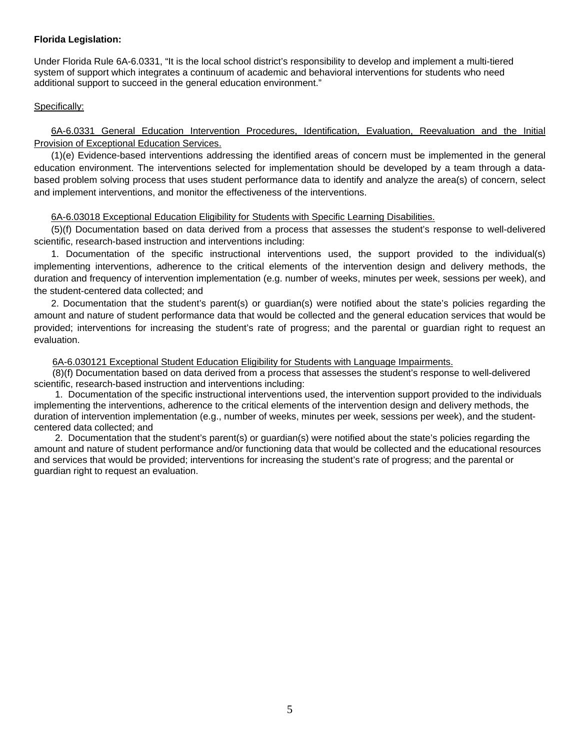**Florida Legislation:**

Under Florida Rule 6A-6.0331, “It is the local school district’s responsibility to develop and implement a multi-tiered system of support which integrates a continuum of academic and behavioral interventions for students who need additional support to succeed in the general education environment.”

Specifically:

6A-6.0331 General Education Intervention Procedures, Identification, Evaluation, Reevaluation and the Initial Provision of Exceptional Education Services.

(1)(e) Evidence-based interventions addressing the identified areas of concern must be implemented in the general education environment. The interventions selected for implementation should be developed by a team through a data-based problem solving process that uses student performance data to identify and analyze the area(s) of concern, select and implement interventions, and monitor the effectiveness of the interventions.

6A-6.03018 Exceptional Education Eligibility for Students with Specific Learning Disabilities.

(5)(f) Documentation based on data derived from a process that assesses the student’s response to well-delivered scientific, research-based instruction and interventions including:

1. Documentation of the specific instructional interventions used, the support provided to the individual(s) implementing interventions, adherence to the critical elements of the intervention design and delivery methods, the duration and frequency of intervention implementation (e.g. number of weeks, minutes per week, sessions per week), and the student-centered data collected; and

2. Documentation that the student’s parent(s) or guardian(s) were notified about the state’s policies regarding the amount and nature of student performance data that would be collected and the general education services that would be provided; interventions for increasing the student’s rate of progress; and the parental or guardian right to request an evaluation.

6A-6.030121 Exceptional Student Education Eligibility for Students with Language Impairments.

(8)(f) Documentation based on data derived from a process that assesses the student’s response to well-delivered scientific, research-based instruction and interventions including:

1. Documentation of the specific instructional interventions used, the intervention support provided to the individuals implementing the interventions, adherence to the critical elements of the intervention design and delivery methods, the duration of intervention implementation (e.g., number of weeks, minutes per week, sessions per week), and the student-centered data collected; and

2. Documentation that the student’s parent(s) or guardian(s) were notified about the state’s policies regarding the amount and nature of student performance and/or functioning data that would be collected and the educational resources and services that would be provided; interventions for increasing the student’s rate of progress; and the parental or guardian right to request an evaluation.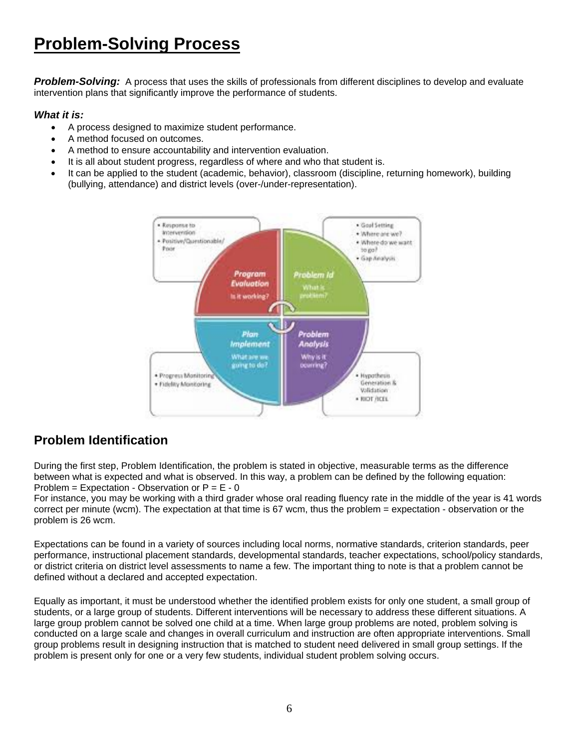# Problem-Solving Process

***Problem-Solving:*** A process that uses the skills of professionals from different disciplines to develop and evaluate intervention plans that significantly improve the performance of students.

***What it is:***

- A process designed to maximize student performance.
- A method focused on outcomes.
- A method to ensure accountability and intervention evaluation.
- It is all about student progress, regardless of where and who that student is.
- It can be applied to the student (academic, behavior), classroom (discipline, returning homework), building (bullying, attendance) and district levels (over-/under-representation).

## Problem Identification

During the first step, Problem Identification, the problem is stated in objective, measurable terms as the difference between what is expected and what is observed. In this way, a problem can be defined by the following equation:
Problem = Expectation - Observation or P = E - 0
For instance, you may be working with a third grader whose oral reading fluency rate in the middle of the year is 41 words correct per minute (wcm). The expectation at that time is 67 wcm, thus the problem = expectation - observation or the problem is 26 wcm.

Expectations can be found in a variety of sources including local norms, normative standards, criterion standards, peer performance, instructional placement standards, developmental standards, teacher expectations, school/policy standards, or district criteria on district level assessments to name a few. The important thing to note is that a problem cannot be defined without a declared and accepted expectation.

Equally as important, it must be understood whether the identified problem exists for only one student, a small group of students, or a large group of students. Different interventions will be necessary to address these different situations. A large group problem cannot be solved one child at a time. When large group problems are noted, problem solving is conducted on a large scale and changes in overall curriculum and instruction are often appropriate interventions. Small group problems result in designing instruction that is matched to student need delivered in small group settings. If the problem is present only for one or a very few students, individual student problem solving occurs.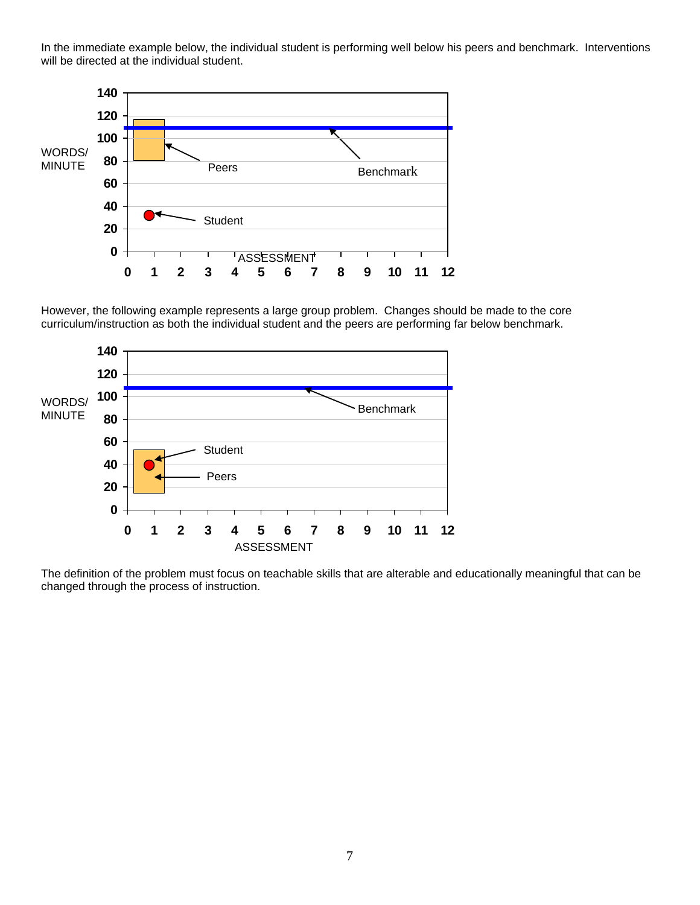In the immediate example below, the individual student is performing well below his peers and benchmark. Interventions will be directed at the individual student.

However, the following example represents a large group problem. Changes should be made to the core curriculum/instruction as both the individual student and the peers are performing far below benchmark.

The definition of the problem must focus on teachable skills that are alterable and educationally meaningful that can be changed through the process of instruction.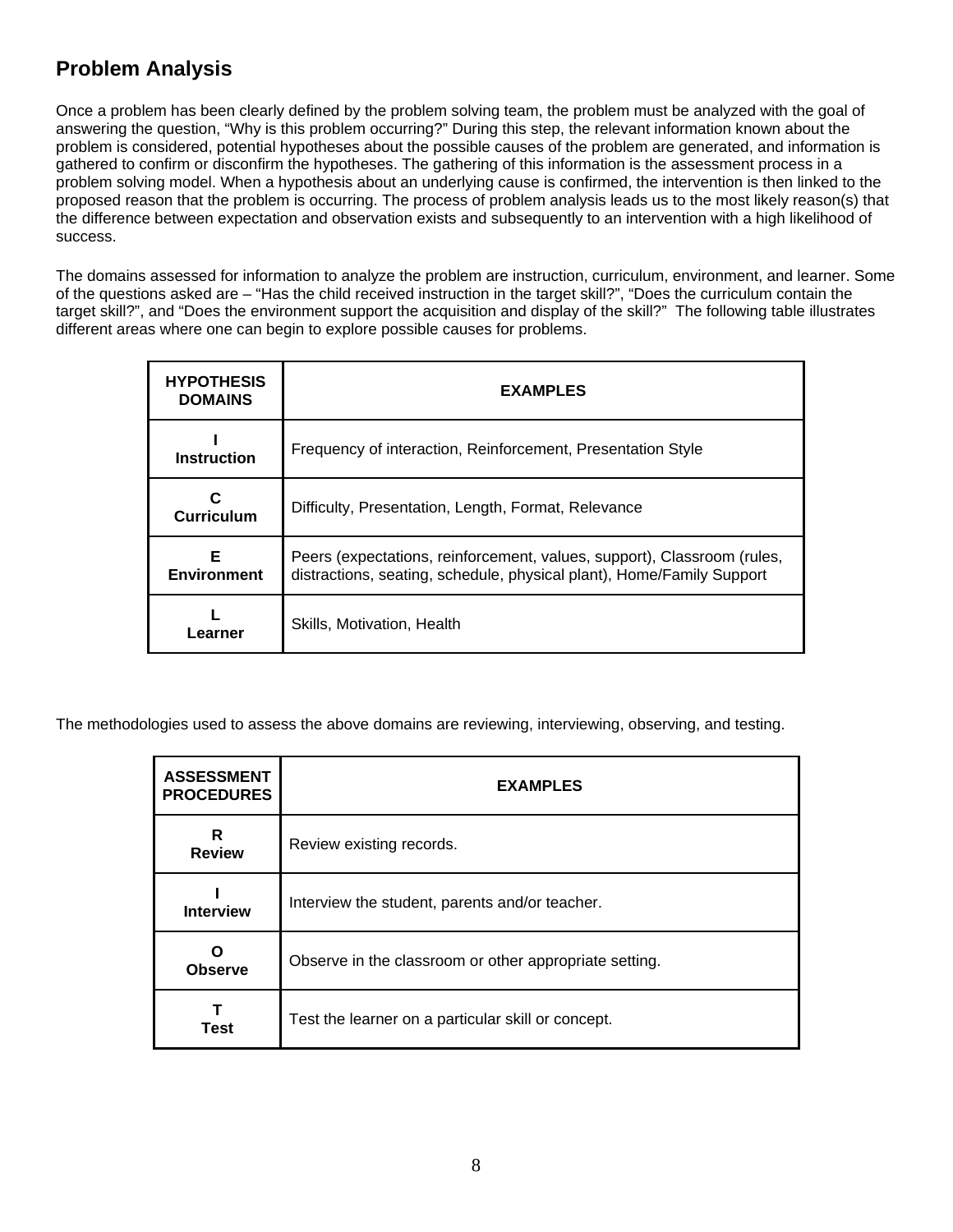## Problem Analysis

Once a problem has been clearly defined by the problem solving team, the problem must be analyzed with the goal of answering the question, "Why is this problem occurring?" During this step, the relevant information known about the problem is considered, potential hypotheses about the possible causes of the problem are generated, and information is gathered to confirm or disconfirm the hypotheses. The gathering of this information is the assessment process in a problem solving model. When a hypothesis about an underlying cause is confirmed, the intervention is then linked to the proposed reason that the problem is occurring. The process of problem analysis leads us to the most likely reason(s) that the difference between expectation and observation exists and subsequently to an intervention with a high likelihood of success.

The domains assessed for information to analyze the problem are instruction, curriculum, environment, and learner. Some of the questions asked are – "Has the child received instruction in the target skill?", "Does the curriculum contain the target skill?", and "Does the environment support the acquisition and display of the skill?" The following table illustrates different areas where one can begin to explore possible causes for problems.

| HYPOTHESIS DOMAINS | EXAMPLES |
|---|---|
| **I** **Instruction** | Frequency of interaction, Reinforcement, Presentation Style |
| **C** **Curriculum** | Difficulty, Presentation, Length, Format, Relevance |
| **E** **Environment** | Peers (expectations, reinforcement, values, support), Classroom (rules, distractions, seating, schedule, physical plant), Home/Family Support |
| **L** **Learner** | Skills, Motivation, Health |

The methodologies used to assess the above domains are reviewing, interviewing, observing, and testing.

| ASSESSMENT PROCEDURES | EXAMPLES |
|---|---|
| **R** **Review** | Review existing records. |
| **I** **Interview** | Interview the student, parents and/or teacher. |
| **O** **Observe** | Observe in the classroom or other appropriate setting. |
| **T** **Test** | Test the learner on a particular skill or concept. |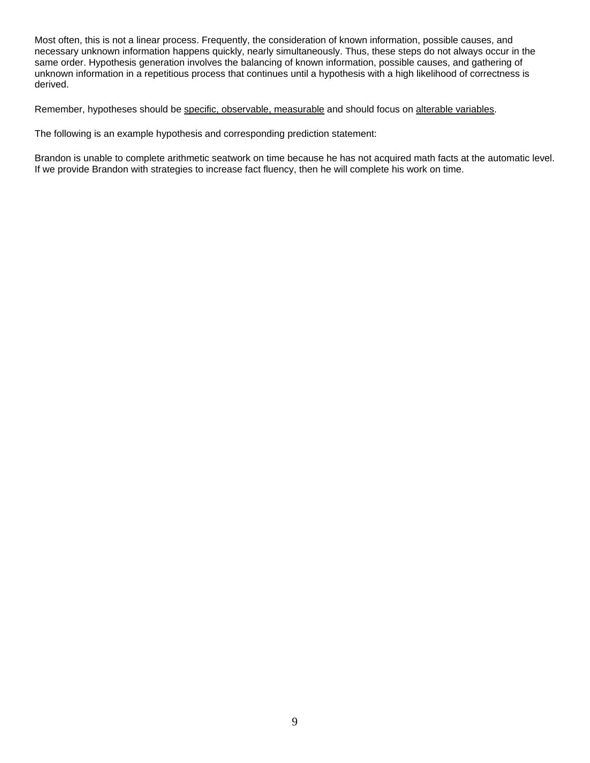Most often, this is not a linear process. Frequently, the consideration of known information, possible causes, and necessary unknown information happens quickly, nearly simultaneously. Thus, these steps do not always occur in the same order. Hypothesis generation involves the balancing of known information, possible causes, and gathering of unknown information in a repetitious process that continues until a hypothesis with a high likelihood of correctness is derived.

Remember, hypotheses should be <u>specific, observable, measurable</u> and should focus on <u>alterable variables</u>.

The following is an example hypothesis and corresponding prediction statement:

Brandon is unable to complete arithmetic seatwork on time because he has not acquired math facts at the automatic level. If we provide Brandon with strategies to increase fact fluency, then he will complete his work on time.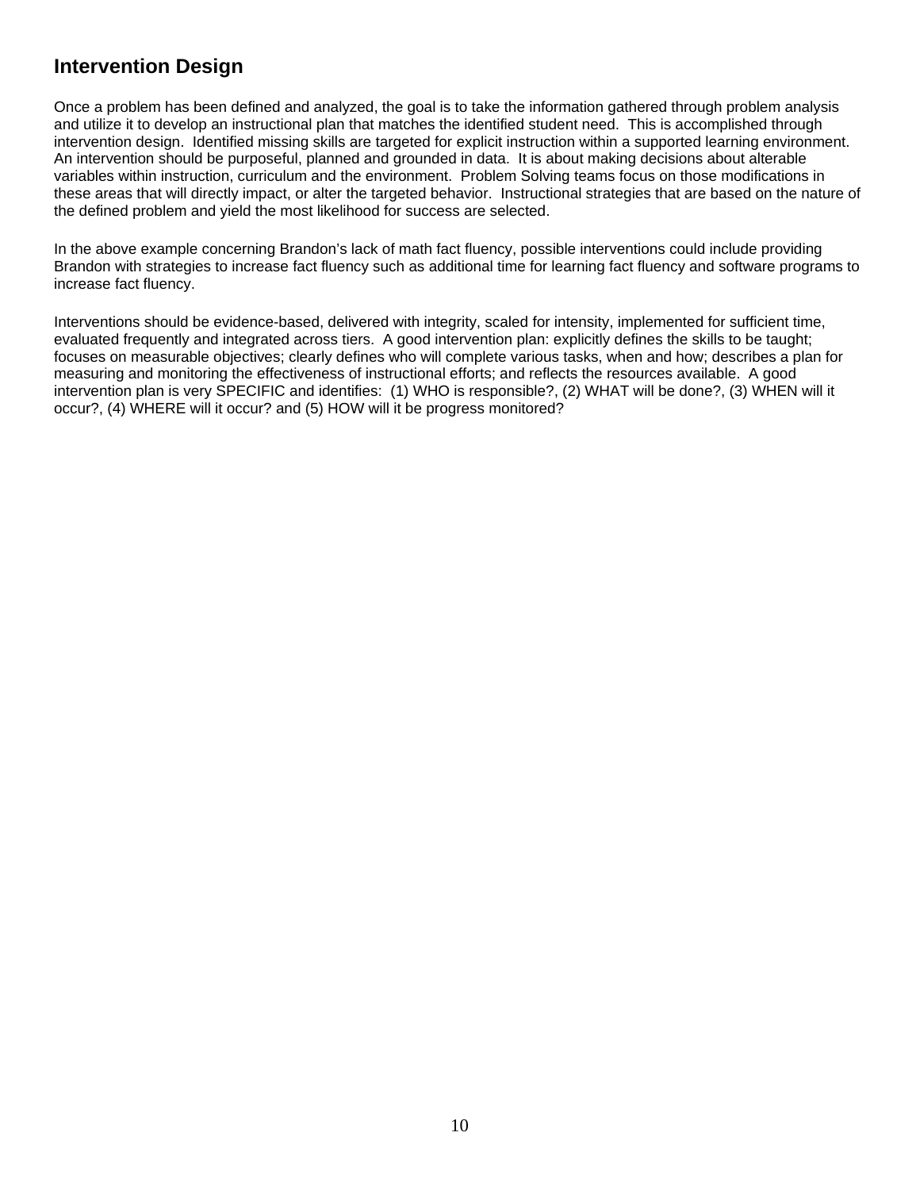## Intervention Design

Once a problem has been defined and analyzed, the goal is to take the information gathered through problem analysis and utilize it to develop an instructional plan that matches the identified student need. This is accomplished through intervention design. Identified missing skills are targeted for explicit instruction within a supported learning environment. An intervention should be purposeful, planned and grounded in data. It is about making decisions about alterable variables within instruction, curriculum and the environment. Problem Solving teams focus on those modifications in these areas that will directly impact, or alter the targeted behavior. Instructional strategies that are based on the nature of the defined problem and yield the most likelihood for success are selected.

In the above example concerning Brandon's lack of math fact fluency, possible interventions could include providing Brandon with strategies to increase fact fluency such as additional time for learning fact fluency and software programs to increase fact fluency.

Interventions should be evidence-based, delivered with integrity, scaled for intensity, implemented for sufficient time, evaluated frequently and integrated across tiers. A good intervention plan: explicitly defines the skills to be taught; focuses on measurable objectives; clearly defines who will complete various tasks, when and how; describes a plan for measuring and monitoring the effectiveness of instructional efforts; and reflects the resources available. A good intervention plan is very SPECIFIC and identifies: (1) WHO is responsible?, (2) WHAT will be done?, (3) WHEN will it occur?, (4) WHERE will it occur? and (5) HOW will it be progress monitored?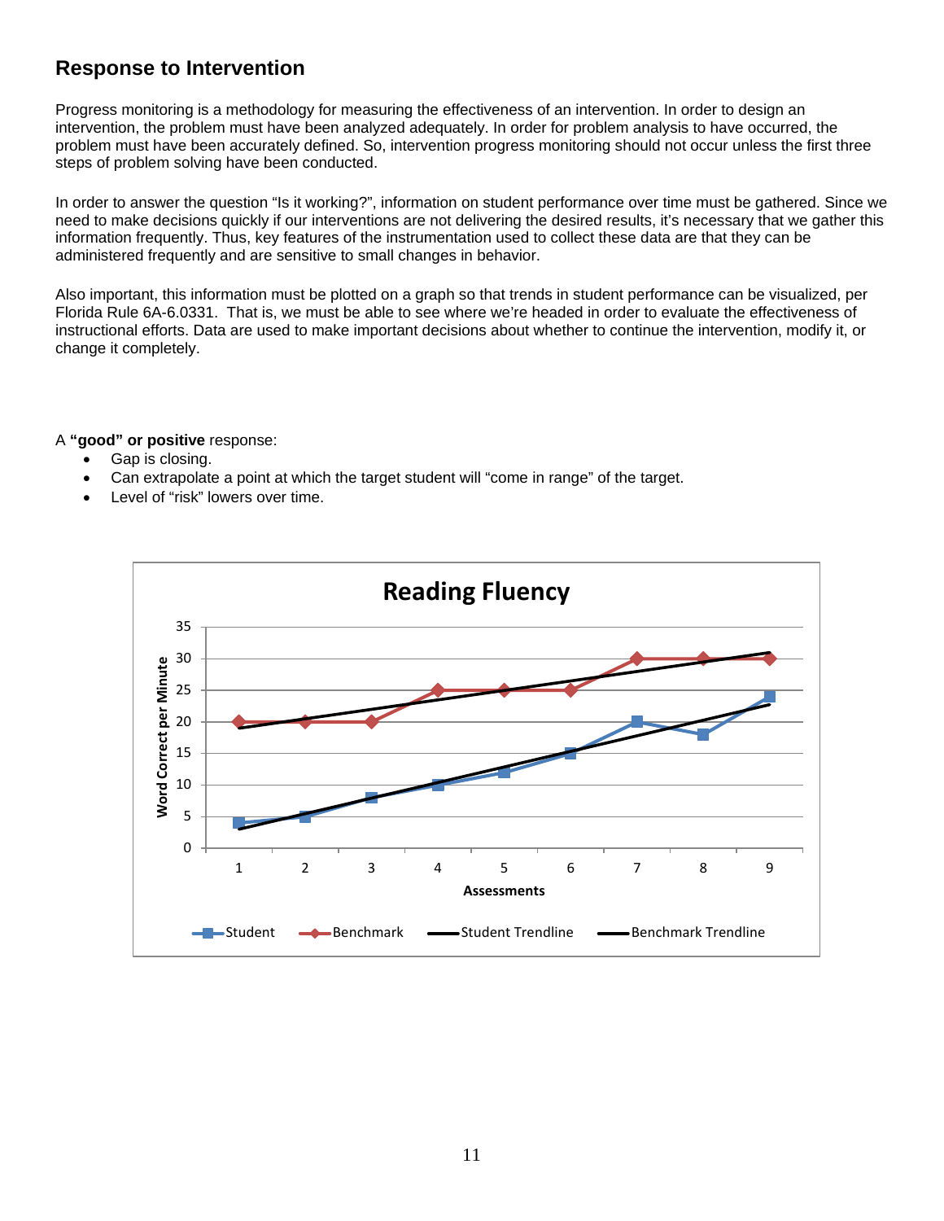## Response to Intervention

Progress monitoring is a methodology for measuring the effectiveness of an intervention. In order to design an intervention, the problem must have been analyzed adequately. In order for problem analysis to have occurred, the problem must have been accurately defined. So, intervention progress monitoring should not occur unless the first three steps of problem solving have been conducted.

In order to answer the question "Is it working?", information on student performance over time must be gathered. Since we need to make decisions quickly if our interventions are not delivering the desired results, it's necessary that we gather this information frequently. Thus, key features of the instrumentation used to collect these data are that they can be administered frequently and are sensitive to small changes in behavior.

Also important, this information must be plotted on a graph so that trends in student performance can be visualized, per Florida Rule 6A-6.0331. That is, we must be able to see where we're headed in order to evaluate the effectiveness of instructional efforts. Data are used to make important decisions about whether to continue the intervention, modify it, or change it completely.

A **"good" or positive** response:

- Gap is closing.
- Can extrapolate a point at which the target student will "come in range" of the target.
- Level of "risk" lowers over time.

**Reading Fluency**

| Assessments | 1 | 2 | 3 | 4 | 5 | 6 | 7 | 8 | 9 |
|---|---|---|---|---|---|---|---|---|---|
| Student | 4 | 5 | 8 | 10 | 12 | 15 | 20 | 18 | 24 |
| Benchmark | 20 | 20 | 20 | 25 | 25 | 25 | 30 | 30 | 30 |

Y-axis: Word Correct per Minute (0–35). X-axis: Assessments. Legend: Student, Benchmark, Student Trendline, Benchmark Trendline.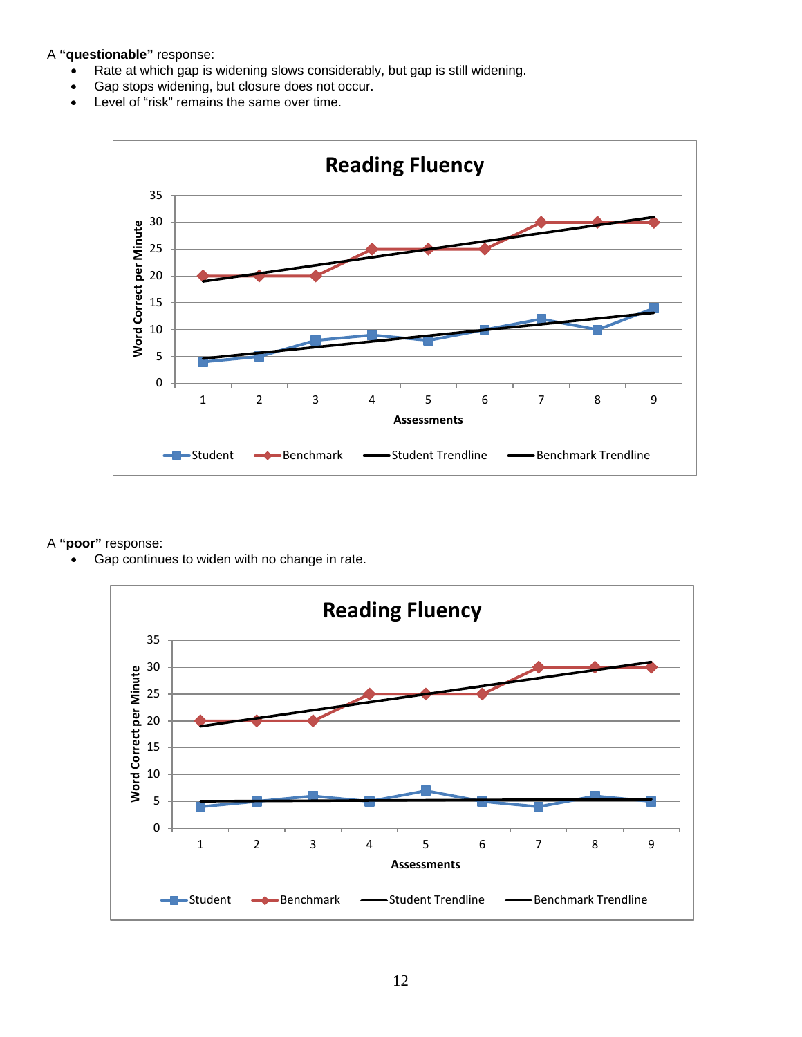A **"questionable"** response:

- Rate at which gap is widening slows considerably, but gap is still widening.
- Gap stops widening, but closure does not occur.
- Level of "risk" remains the same over time.

A **"poor"** response:

- Gap continues to widen with no change in rate.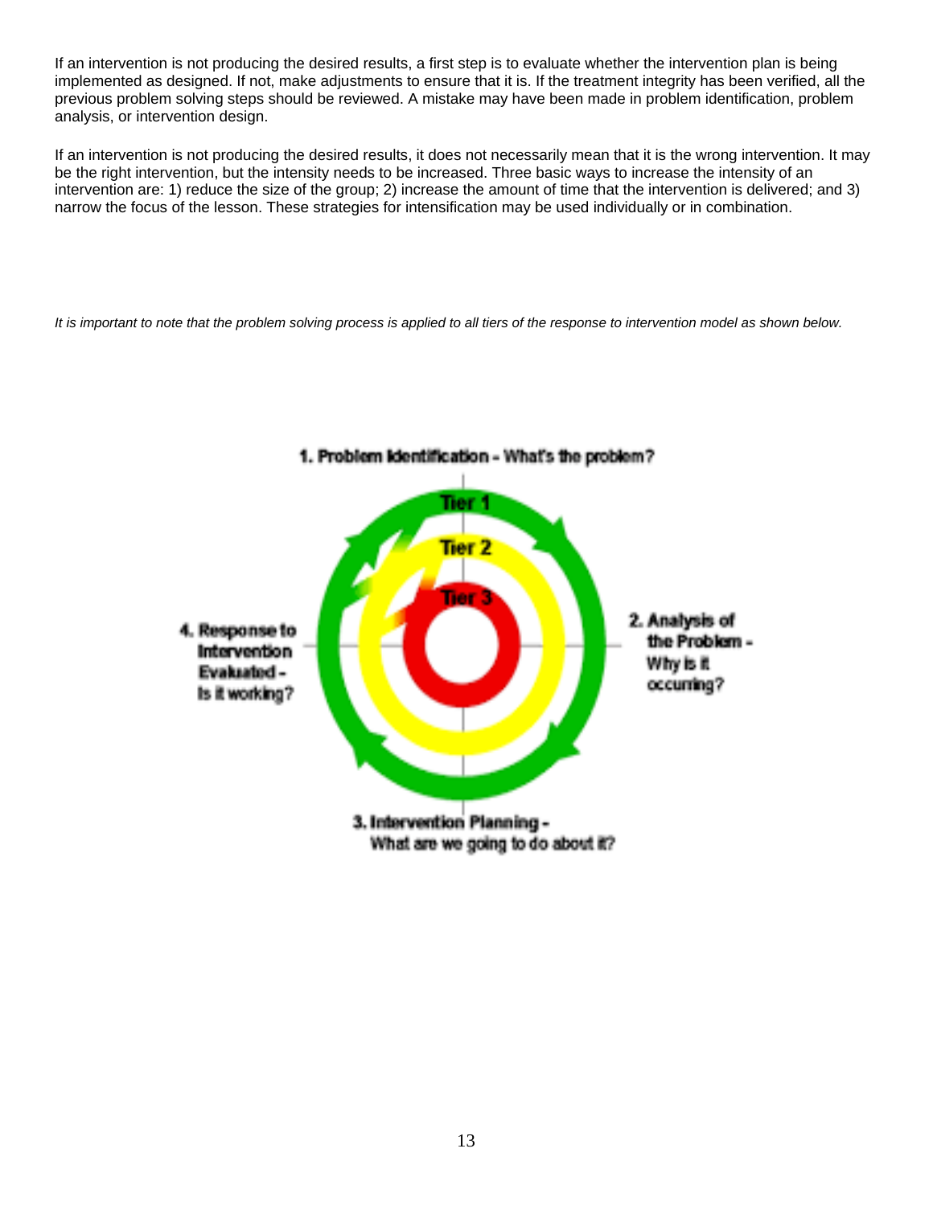If an intervention is not producing the desired results, a first step is to evaluate whether the intervention plan is being implemented as designed. If not, make adjustments to ensure that it is. If the treatment integrity has been verified, all the previous problem solving steps should be reviewed. A mistake may have been made in problem identification, problem analysis, or intervention design.

If an intervention is not producing the desired results, it does not necessarily mean that it is the wrong intervention. It may be the right intervention, but the intensity needs to be increased. Three basic ways to increase the intensity of an intervention are: 1) reduce the size of the group; 2) increase the amount of time that the intervention is delivered; and 3) narrow the focus of the lesson. These strategies for intensification may be used individually or in combination.

*It is important to note that the problem solving process is applied to all tiers of the response to intervention model as shown below.*

1. Problem Identification - What's the problem?

Tier 1

Tier 2

Tier 3

2. Analysis of the Problem - Why is it occuring?

3. Intervention Planning - What are we going to do about it?

4. Response to Intervention Evaluated - Is it working?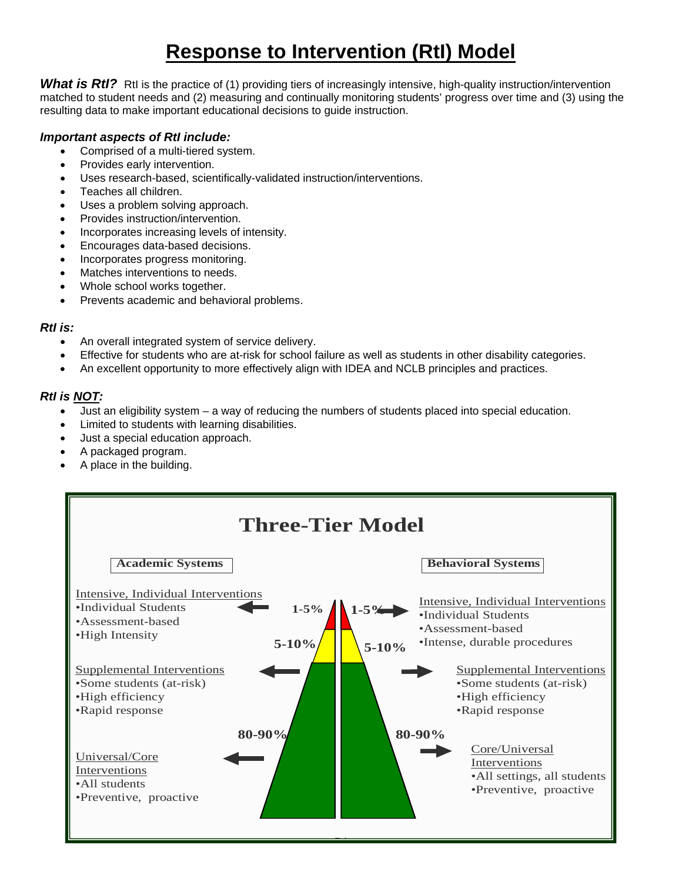# Response to Intervention (RtI) Model

***What is RtI?*** RtI is the practice of (1) providing tiers of increasingly intensive, high-quality instruction/intervention matched to student needs and (2) measuring and continually monitoring students' progress over time and (3) using the resulting data to make important educational decisions to guide instruction.

### *Important aspects of RtI include:*

- Comprised of a multi-tiered system.
- Provides early intervention.
- Uses research-based, scientifically-validated instruction/interventions.
- Teaches all children.
- Uses a problem solving approach.
- Provides instruction/intervention.
- Incorporates increasing levels of intensity.
- Encourages data-based decisions.
- Incorporates progress monitoring.
- Matches interventions to needs.
- Whole school works together.
- Prevents academic and behavioral problems.

### *RtI is:*

- An overall integrated system of service delivery.
- Effective for students who are at-risk for school failure as well as students in other disability categories.
- An excellent opportunity to more effectively align with IDEA and NCLB principles and practices.

### *RtI is NOT:*

- Just an eligibility system – a way of reducing the numbers of students placed into special education.
- Limited to students with learning disabilities.
- Just a special education approach.
- A packaged program.
- A place in the building.

## Three-Tier Model

**Academic Systems**

Intensive, Individual Interventions (1-5%)
- Individual Students
- Assessment-based
- High Intensity

Supplemental Interventions (5-10%)
- Some students (at-risk)
- High efficiency
- Rapid response

Universal/Core Interventions (80-90%)
- All students
- Preventive, proactive

**Behavioral Systems**

Intensive, Individual Interventions (1-5%)
- Individual Students
- Assessment-based
- Intense, durable procedures

Supplemental Interventions (5-10%)
- Some students (at-risk)
- High efficiency
- Rapid response

Core/Universal Interventions (80-90%)
- All settings, all students
- Preventive, proactive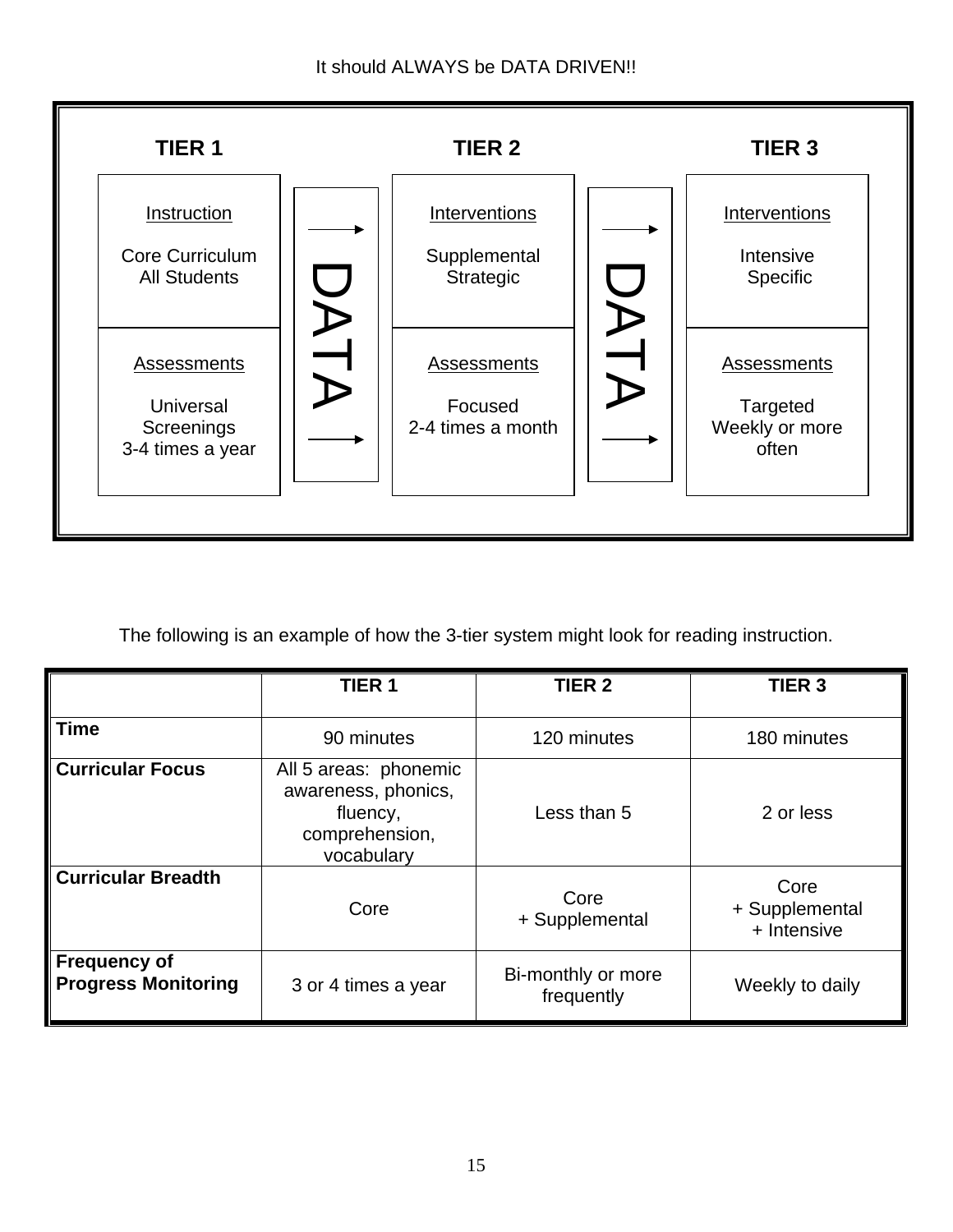It should ALWAYS be DATA DRIVEN!!

| TIER 1 | | TIER 2 | | TIER 3 |
|---|---|---|---|---|
| Instruction<br><br>Core Curriculum<br>All Students | DATA → | Interventions<br><br>Supplemental<br>Strategic | DATA → | Interventions<br><br>Intensive<br>Specific |
| Assessments<br><br>Universal Screenings<br>3-4 times a year | DATA → | Assessments<br><br>Focused<br>2-4 times a month | DATA → | Assessments<br><br>Targeted<br>Weekly or more often |

The following is an example of how the 3-tier system might look for reading instruction.

| | TIER 1 | TIER 2 | TIER 3 |
|---|---|---|---|
| **Time** | 90 minutes | 120 minutes | 180 minutes |
| **Curricular Focus** | All 5 areas: phonemic awareness, phonics, fluency, comprehension, vocabulary | Less than 5 | 2 or less |
| **Curricular Breadth** | Core | Core<br>+ Supplemental | Core<br>+ Supplemental<br>+ Intensive |
| **Frequency of Progress Monitoring** | 3 or 4 times a year | Bi-monthly or more frequently | Weekly to daily |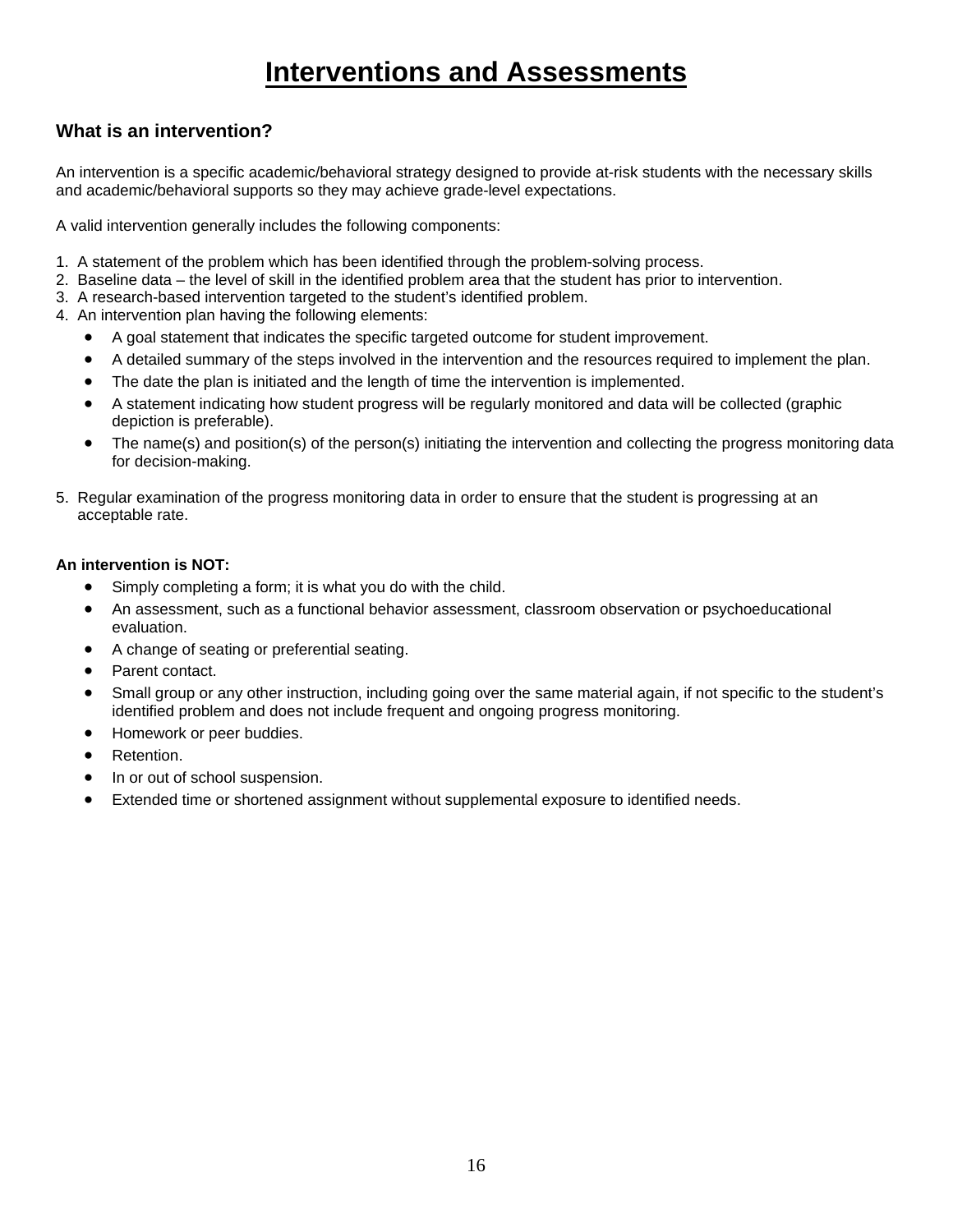# Interventions and Assessments

### What is an intervention?

An intervention is a specific academic/behavioral strategy designed to provide at-risk students with the necessary skills and academic/behavioral supports so they may achieve grade-level expectations.

A valid intervention generally includes the following components:

1. A statement of the problem which has been identified through the problem-solving process.
2. Baseline data – the level of skill in the identified problem area that the student has prior to intervention.
3. A research-based intervention targeted to the student's identified problem.
4. An intervention plan having the following elements:
   - A goal statement that indicates the specific targeted outcome for student improvement.
   - A detailed summary of the steps involved in the intervention and the resources required to implement the plan.
   - The date the plan is initiated and the length of time the intervention is implemented.
   - A statement indicating how student progress will be regularly monitored and data will be collected (graphic depiction is preferable).
   - The name(s) and position(s) of the person(s) initiating the intervention and collecting the progress monitoring data for decision-making.
5. Regular examination of the progress monitoring data in order to ensure that the student is progressing at an acceptable rate.

**An intervention is NOT:**

- Simply completing a form; it is what you do with the child.
- An assessment, such as a functional behavior assessment, classroom observation or psychoeducational evaluation.
- A change of seating or preferential seating.
- Parent contact.
- Small group or any other instruction, including going over the same material again, if not specific to the student's identified problem and does not include frequent and ongoing progress monitoring.
- Homework or peer buddies.
- Retention.
- In or out of school suspension.
- Extended time or shortened assignment without supplemental exposure to identified needs.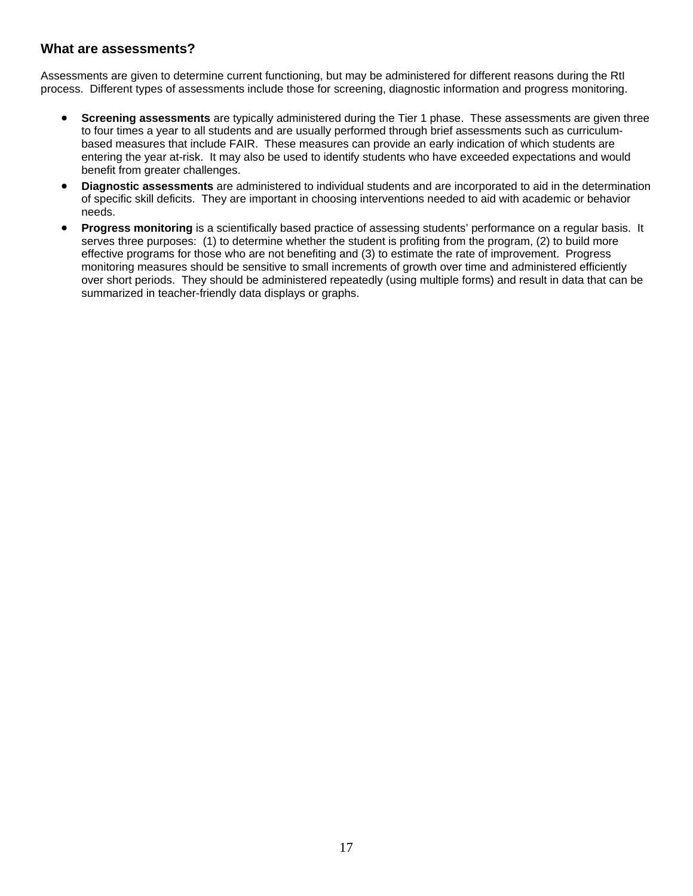## What are assessments?

Assessments are given to determine current functioning, but may be administered for different reasons during the RtI process. Different types of assessments include those for screening, diagnostic information and progress monitoring.

- **Screening assessments** are typically administered during the Tier 1 phase. These assessments are given three to four times a year to all students and are usually performed through brief assessments such as curriculum-based measures that include FAIR. These measures can provide an early indication of which students are entering the year at-risk. It may also be used to identify students who have exceeded expectations and would benefit from greater challenges.
- **Diagnostic assessments** are administered to individual students and are incorporated to aid in the determination of specific skill deficits. They are important in choosing interventions needed to aid with academic or behavior needs.
- **Progress monitoring** is a scientifically based practice of assessing students' performance on a regular basis. It serves three purposes: (1) to determine whether the student is profiting from the program, (2) to build more effective programs for those who are not benefiting and (3) to estimate the rate of improvement. Progress monitoring measures should be sensitive to small increments of growth over time and administered efficiently over short periods. They should be administered repeatedly (using multiple forms) and result in data that can be summarized in teacher-friendly data displays or graphs.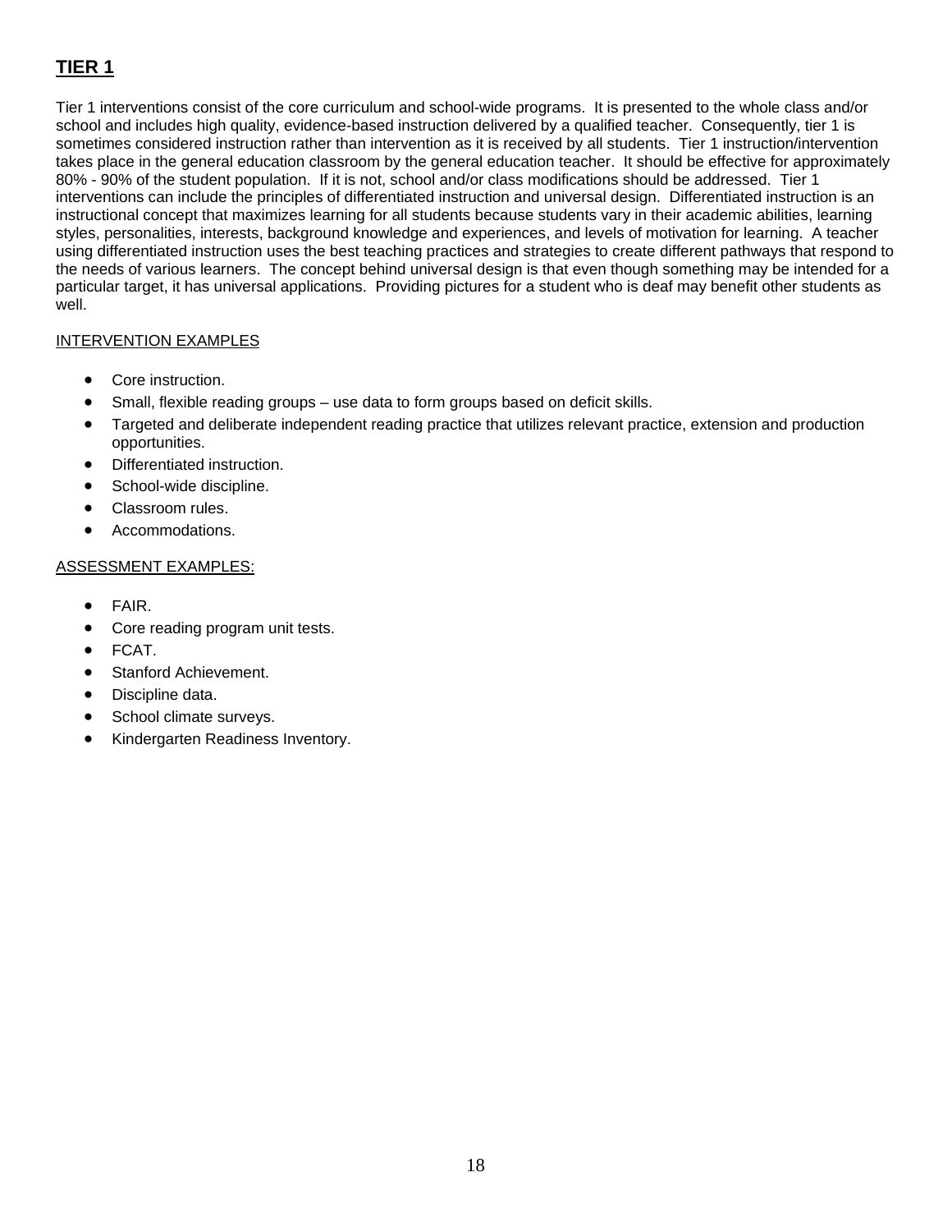## TIER 1

Tier 1 interventions consist of the core curriculum and school-wide programs. It is presented to the whole class and/or school and includes high quality, evidence-based instruction delivered by a qualified teacher. Consequently, tier 1 is sometimes considered instruction rather than intervention as it is received by all students. Tier 1 instruction/intervention takes place in the general education classroom by the general education teacher. It should be effective for approximately 80% - 90% of the student population. If it is not, school and/or class modifications should be addressed. Tier 1 interventions can include the principles of differentiated instruction and universal design. Differentiated instruction is an instructional concept that maximizes learning for all students because students vary in their academic abilities, learning styles, personalities, interests, background knowledge and experiences, and levels of motivation for learning. A teacher using differentiated instruction uses the best teaching practices and strategies to create different pathways that respond to the needs of various learners. The concept behind universal design is that even though something may be intended for a particular target, it has universal applications. Providing pictures for a student who is deaf may benefit other students as well.

<u>INTERVENTION EXAMPLES</u>

- Core instruction.
- Small, flexible reading groups – use data to form groups based on deficit skills.
- Targeted and deliberate independent reading practice that utilizes relevant practice, extension and production opportunities.
- Differentiated instruction.
- School-wide discipline.
- Classroom rules.
- Accommodations.

<u>ASSESSMENT EXAMPLES:</u>

- FAIR.
- Core reading program unit tests.
- FCAT.
- Stanford Achievement.
- Discipline data.
- School climate surveys.
- Kindergarten Readiness Inventory.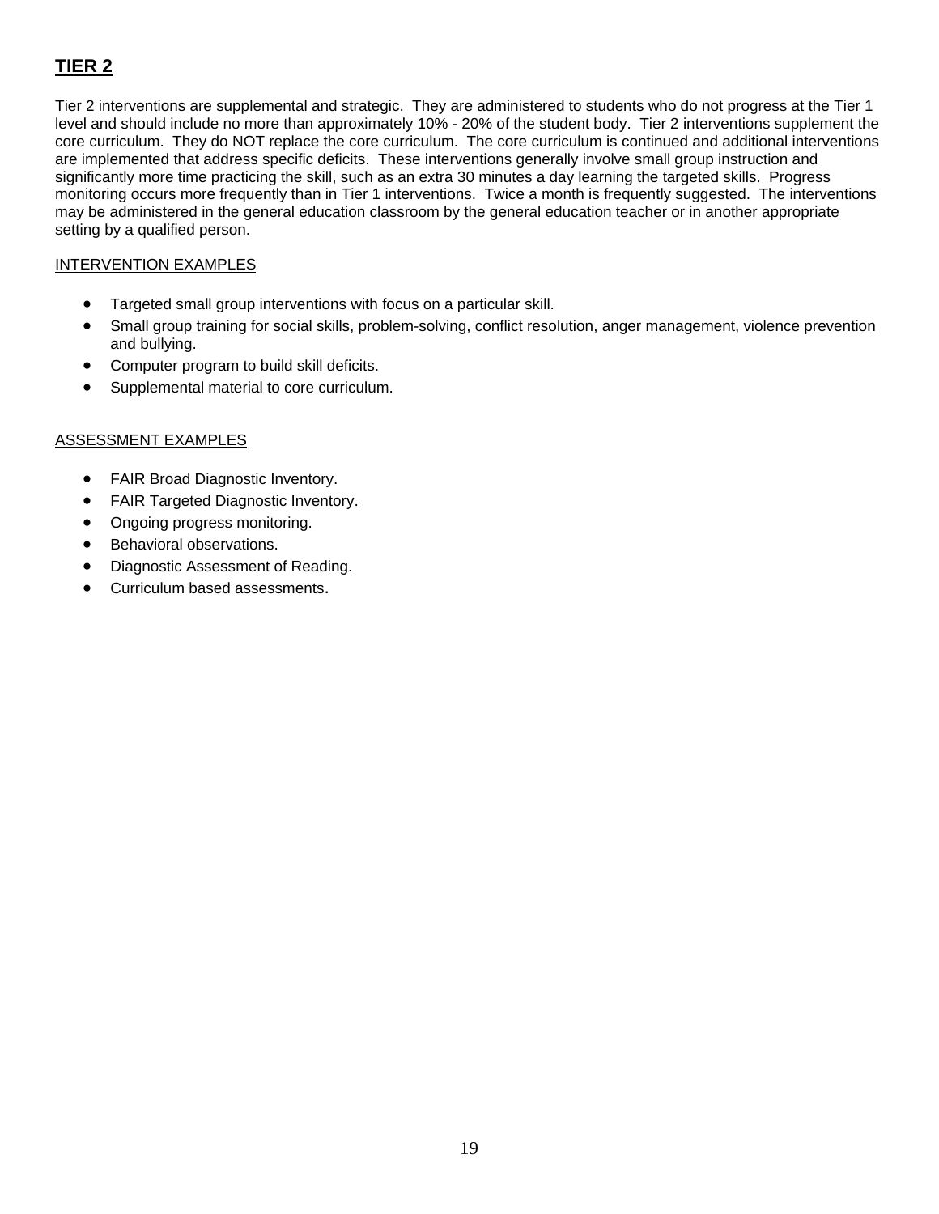## TIER 2

Tier 2 interventions are supplemental and strategic. They are administered to students who do not progress at the Tier 1 level and should include no more than approximately 10% - 20% of the student body. Tier 2 interventions supplement the core curriculum. They do NOT replace the core curriculum. The core curriculum is continued and additional interventions are implemented that address specific deficits. These interventions generally involve small group instruction and significantly more time practicing the skill, such as an extra 30 minutes a day learning the targeted skills. Progress monitoring occurs more frequently than in Tier 1 interventions. Twice a month is frequently suggested. The interventions may be administered in the general education classroom by the general education teacher or in another appropriate setting by a qualified person.

INTERVENTION EXAMPLES

- Targeted small group interventions with focus on a particular skill.
- Small group training for social skills, problem-solving, conflict resolution, anger management, violence prevention and bullying.
- Computer program to build skill deficits.
- Supplemental material to core curriculum.

ASSESSMENT EXAMPLES

- FAIR Broad Diagnostic Inventory.
- FAIR Targeted Diagnostic Inventory.
- Ongoing progress monitoring.
- Behavioral observations.
- Diagnostic Assessment of Reading.
- Curriculum based assessments.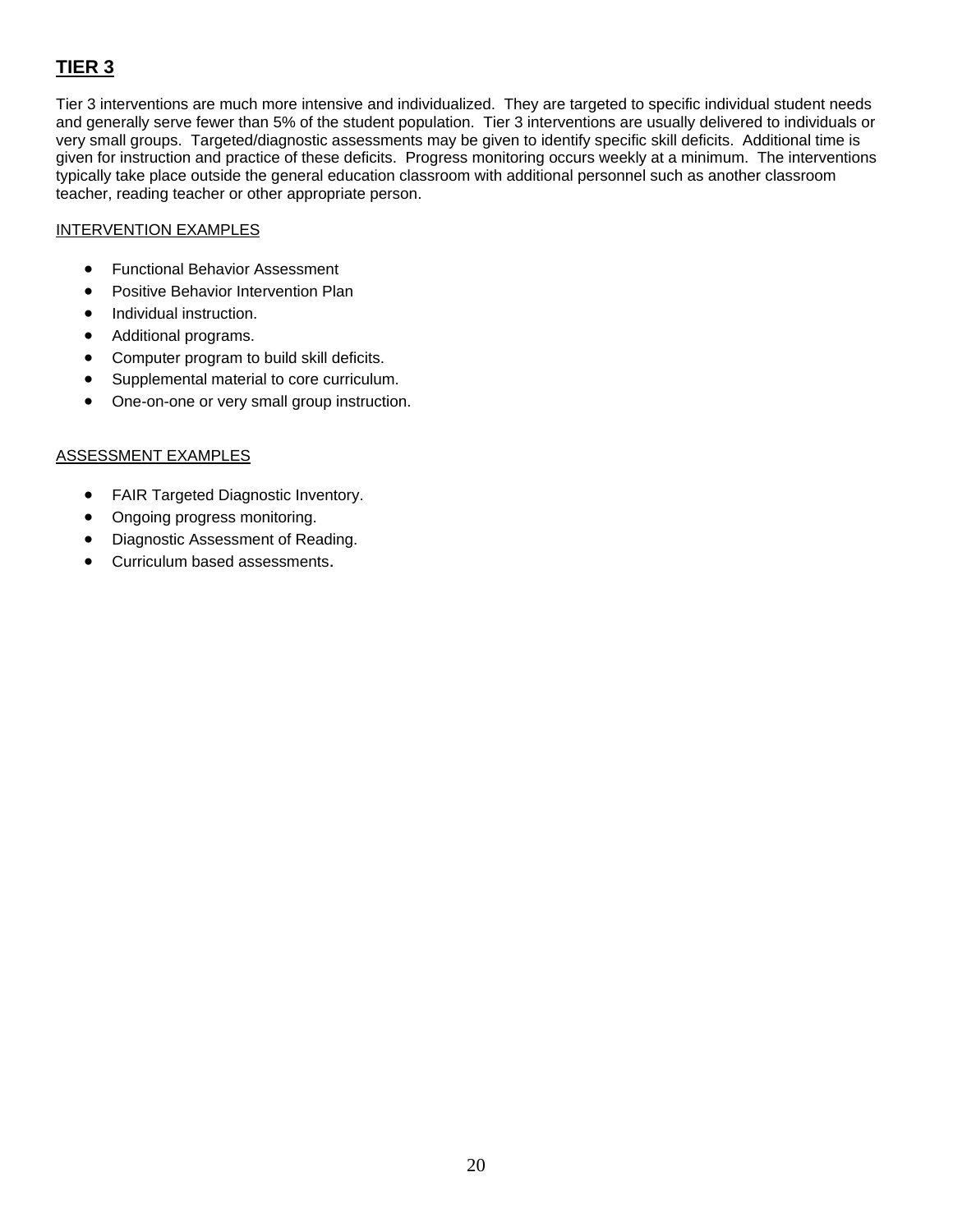## TIER 3

Tier 3 interventions are much more intensive and individualized. They are targeted to specific individual student needs and generally serve fewer than 5% of the student population. Tier 3 interventions are usually delivered to individuals or very small groups. Targeted/diagnostic assessments may be given to identify specific skill deficits. Additional time is given for instruction and practice of these deficits. Progress monitoring occurs weekly at a minimum. The interventions typically take place outside the general education classroom with additional personnel such as another classroom teacher, reading teacher or other appropriate person.

INTERVENTION EXAMPLES

- Functional Behavior Assessment
- Positive Behavior Intervention Plan
- Individual instruction.
- Additional programs.
- Computer program to build skill deficits.
- Supplemental material to core curriculum.
- One-on-one or very small group instruction.

ASSESSMENT EXAMPLES

- FAIR Targeted Diagnostic Inventory.
- Ongoing progress monitoring.
- Diagnostic Assessment of Reading.
- Curriculum based assessments.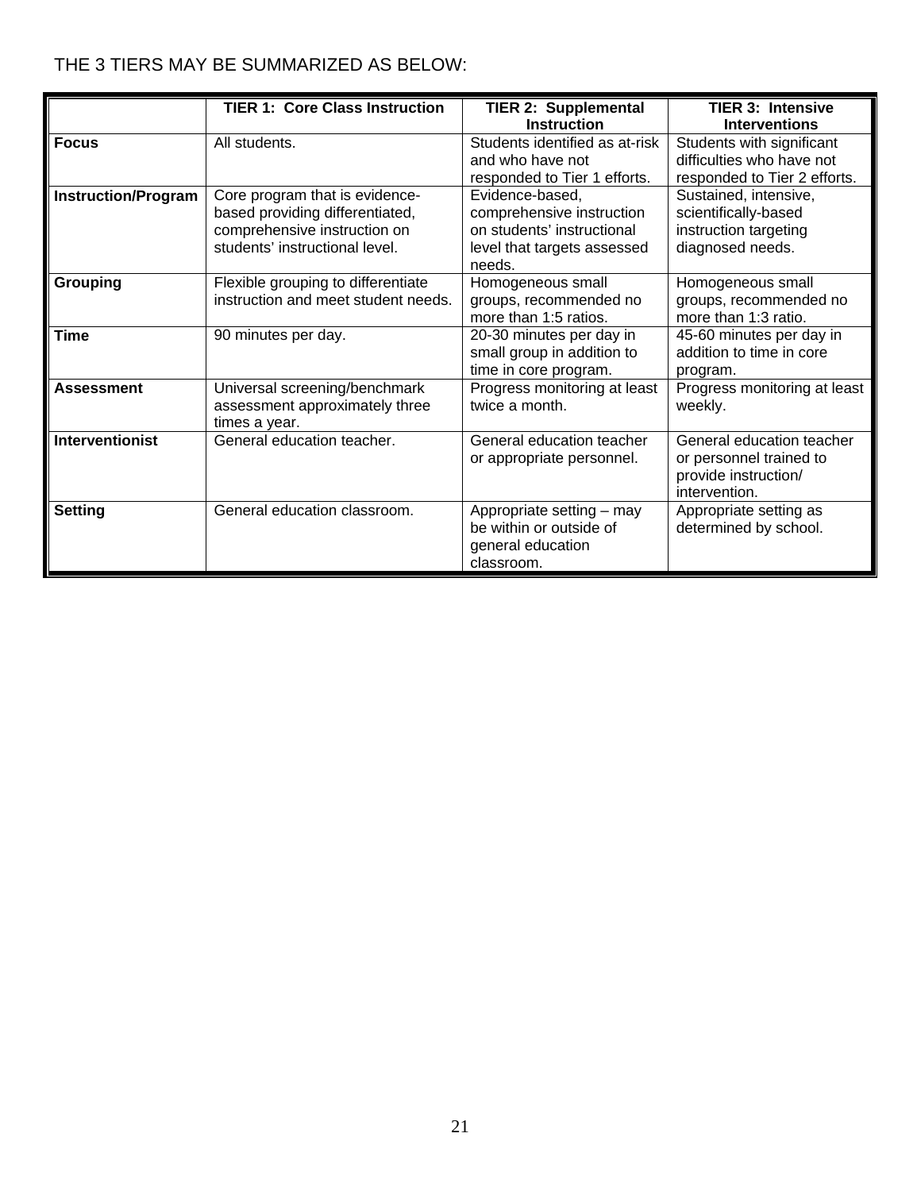THE 3 TIERS MAY BE SUMMARIZED AS BELOW:

| | TIER 1: Core Class Instruction | TIER 2: Supplemental Instruction | TIER 3: Intensive Interventions |
|---|---|---|---|
| **Focus** | All students. | Students identified as at-risk and who have not responded to Tier 1 efforts. | Students with significant difficulties who have not responded to Tier 2 efforts. |
| **Instruction/Program** | Core program that is evidence-based providing differentiated, comprehensive instruction on students' instructional level. | Evidence-based, comprehensive instruction on students' instructional level that targets assessed needs. | Sustained, intensive, scientifically-based instruction targeting diagnosed needs. |
| **Grouping** | Flexible grouping to differentiate instruction and meet student needs. | Homogeneous small groups, recommended no more than 1:5 ratios. | Homogeneous small groups, recommended no more than 1:3 ratio. |
| **Time** | 90 minutes per day. | 20-30 minutes per day in small group in addition to time in core program. | 45-60 minutes per day in addition to time in core program. |
| **Assessment** | Universal screening/benchmark assessment approximately three times a year. | Progress monitoring at least twice a month. | Progress monitoring at least weekly. |
| **Interventionist** | General education teacher. | General education teacher or appropriate personnel. | General education teacher or personnel trained to provide instruction/ intervention. |
| **Setting** | General education classroom. | Appropriate setting – may be within or outside of general education classroom. | Appropriate setting as determined by school. |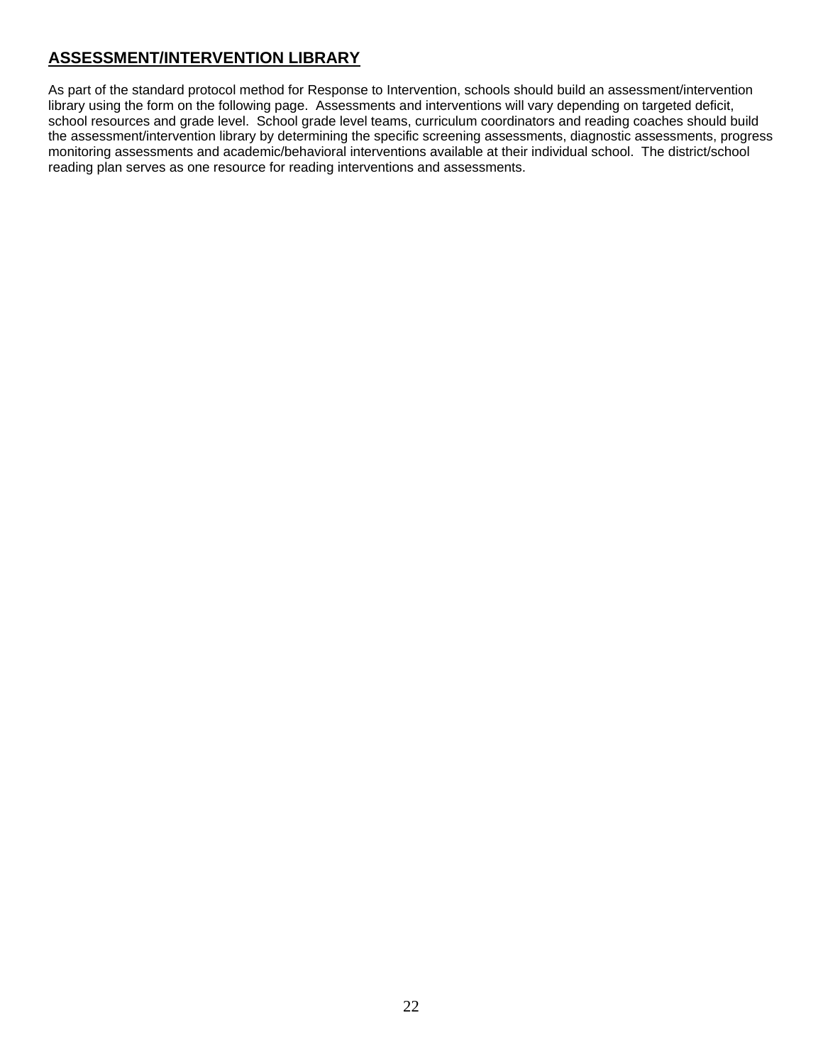## ASSESSMENT/INTERVENTION LIBRARY

As part of the standard protocol method for Response to Intervention, schools should build an assessment/intervention library using the form on the following page. Assessments and interventions will vary depending on targeted deficit, school resources and grade level. School grade level teams, curriculum coordinators and reading coaches should build the assessment/intervention library by determining the specific screening assessments, diagnostic assessments, progress monitoring assessments and academic/behavioral interventions available at their individual school. The district/school reading plan serves as one resource for reading interventions and assessments.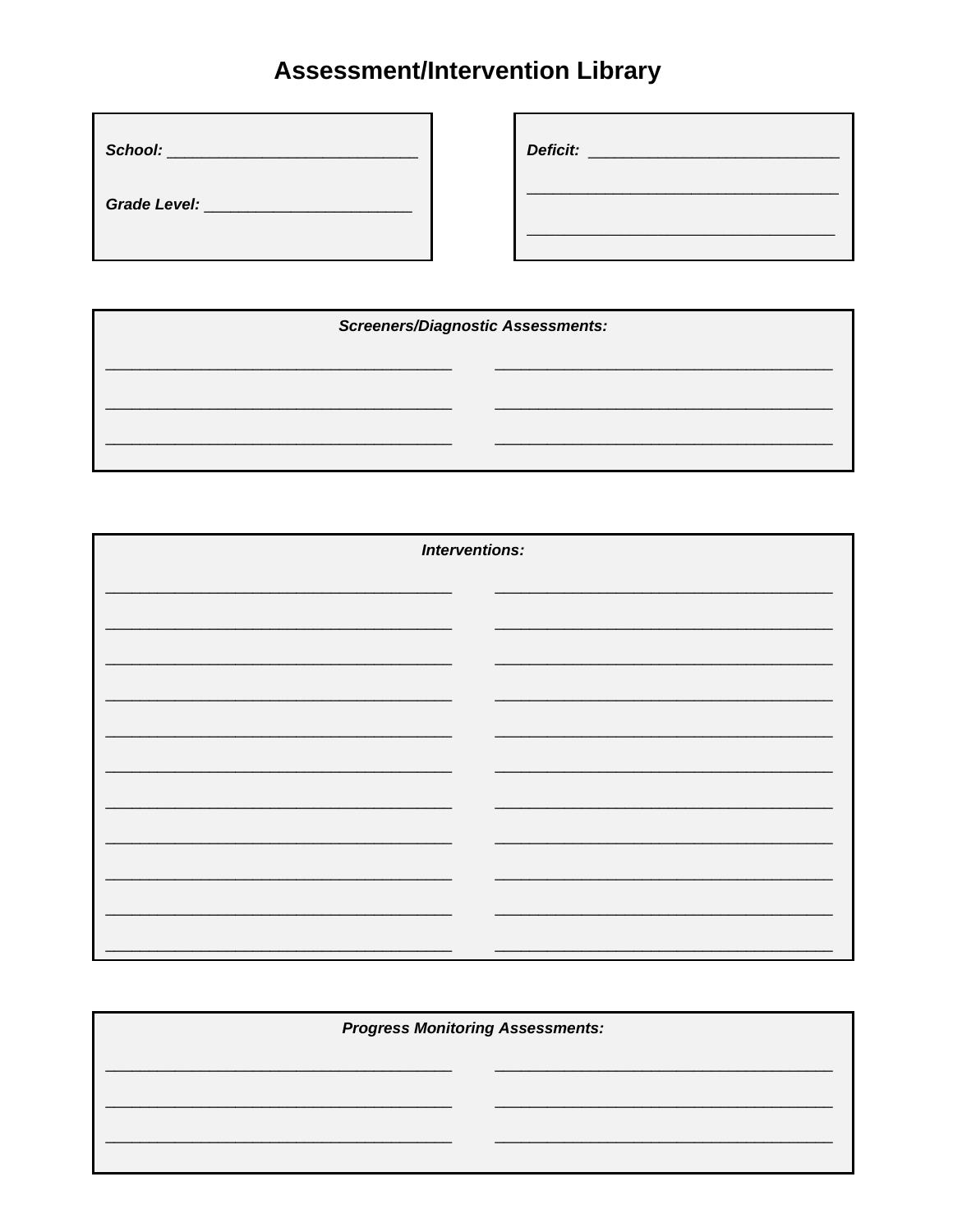# Assessment/Intervention Library

*School:* ____________________________

*Grade Level:* ________________________

*Deficit:* ____________________________

___________________________________

___________________________________

*Screeners/Diagnostic Assessments:*

| | |
|---|---|
| ___________________________________ | ___________________________________ |
| ___________________________________ | ___________________________________ |
| ___________________________________ | ___________________________________ |

*Interventions:*

| | |
|---|---|
| ___________________________________ | ___________________________________ |
| ___________________________________ | ___________________________________ |
| ___________________________________ | ___________________________________ |
| ___________________________________ | ___________________________________ |
| ___________________________________ | ___________________________________ |
| ___________________________________ | ___________________________________ |
| ___________________________________ | ___________________________________ |
| ___________________________________ | ___________________________________ |
| ___________________________________ | ___________________________________ |
| ___________________________________ | ___________________________________ |
| ___________________________________ | ___________________________________ |

*Progress Monitoring Assessments:*

| | |
|---|---|
| ___________________________________ | ___________________________________ |
| ___________________________________ | ___________________________________ |
| ___________________________________ | ___________________________________ |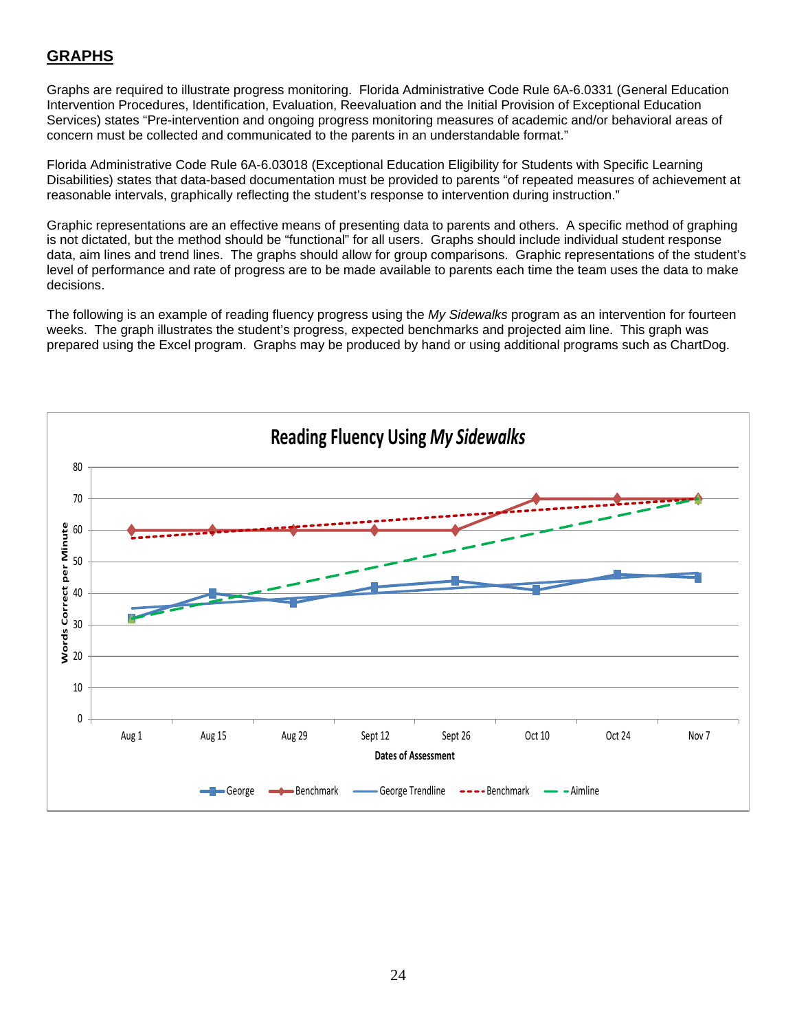## GRAPHS

Graphs are required to illustrate progress monitoring. Florida Administrative Code Rule 6A-6.0331 (General Education Intervention Procedures, Identification, Evaluation, Reevaluation and the Initial Provision of Exceptional Education Services) states "Pre-intervention and ongoing progress monitoring measures of academic and/or behavioral areas of concern must be collected and communicated to the parents in an understandable format."

Florida Administrative Code Rule 6A-6.03018 (Exceptional Education Eligibility for Students with Specific Learning Disabilities) states that data-based documentation must be provided to parents "of repeated measures of achievement at reasonable intervals, graphically reflecting the student's response to intervention during instruction."

Graphic representations are an effective means of presenting data to parents and others. A specific method of graphing is not dictated, but the method should be "functional" for all users. Graphs should include individual student response data, aim lines and trend lines. The graphs should allow for group comparisons. Graphic representations of the student's level of performance and rate of progress are to be made available to parents each time the team uses the data to make decisions.

The following is an example of reading fluency progress using the *My Sidewalks* program as an intervention for fourteen weeks. The graph illustrates the student's progress, expected benchmarks and projected aim line. This graph was prepared using the Excel program. Graphs may be produced by hand or using additional programs such as ChartDog.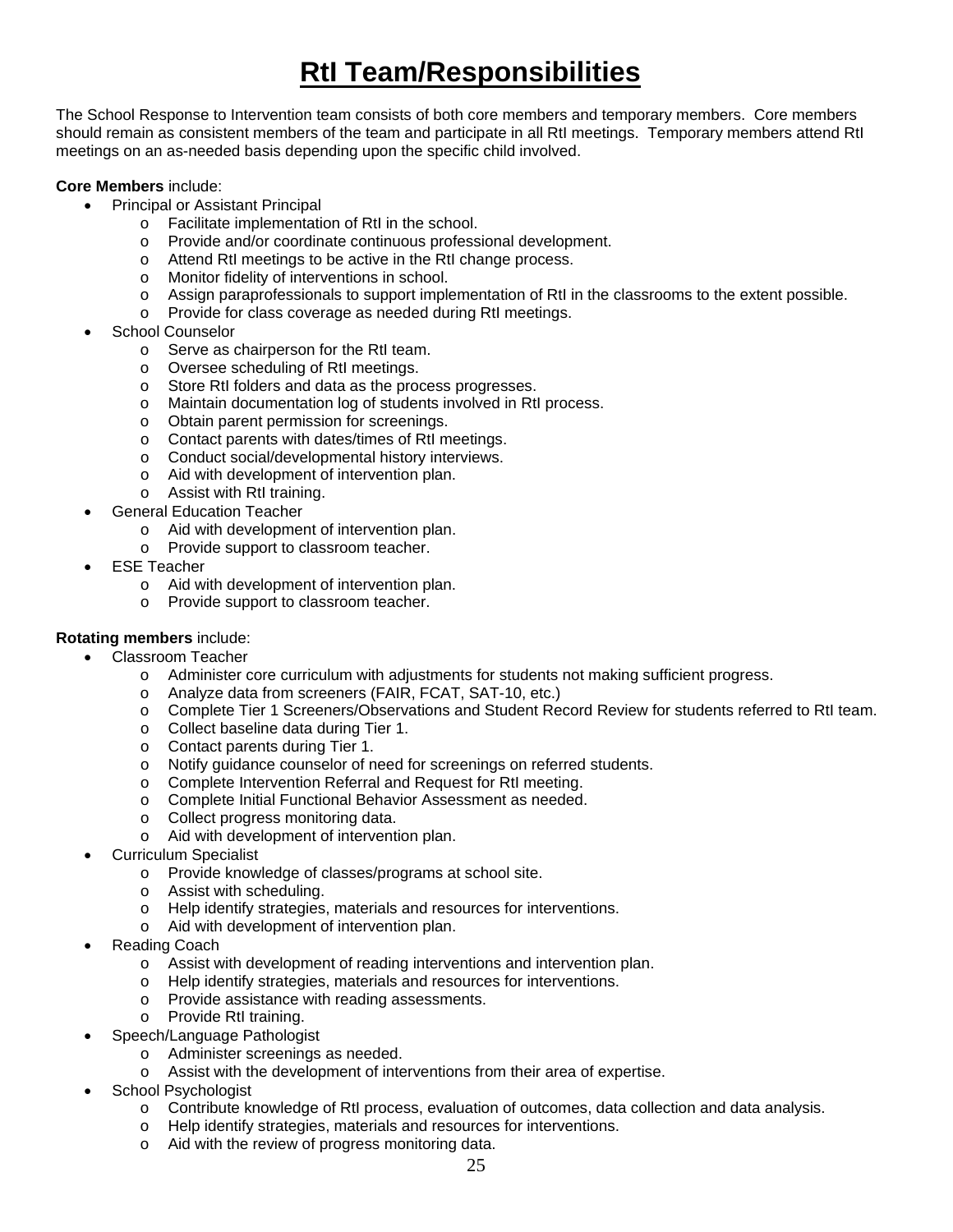# RtI Team/Responsibilities

The School Response to Intervention team consists of both core members and temporary members. Core members should remain as consistent members of the team and participate in all RtI meetings. Temporary members attend RtI meetings on an as-needed basis depending upon the specific child involved.

**Core Members** include:

- Principal or Assistant Principal
  - Facilitate implementation of RtI in the school.
  - Provide and/or coordinate continuous professional development.
  - Attend RtI meetings to be active in the RtI change process.
  - Monitor fidelity of interventions in school.
  - Assign paraprofessionals to support implementation of RtI in the classrooms to the extent possible.
  - Provide for class coverage as needed during RtI meetings.
- School Counselor
  - Serve as chairperson for the RtI team.
  - Oversee scheduling of RtI meetings.
  - Store RtI folders and data as the process progresses.
  - Maintain documentation log of students involved in RtI process.
  - Obtain parent permission for screenings.
  - Contact parents with dates/times of RtI meetings.
  - Conduct social/developmental history interviews.
  - Aid with development of intervention plan.
  - Assist with RtI training.
- General Education Teacher
  - Aid with development of intervention plan.
  - Provide support to classroom teacher.
- ESE Teacher
  - Aid with development of intervention plan.
  - Provide support to classroom teacher.

**Rotating members** include:

- Classroom Teacher
  - Administer core curriculum with adjustments for students not making sufficient progress.
  - Analyze data from screeners (FAIR, FCAT, SAT-10, etc.)
  - Complete Tier 1 Screeners/Observations and Student Record Review for students referred to RtI team.
  - Collect baseline data during Tier 1.
  - Contact parents during Tier 1.
  - Notify guidance counselor of need for screenings on referred students.
  - Complete Intervention Referral and Request for RtI meeting.
  - Complete Initial Functional Behavior Assessment as needed.
  - Collect progress monitoring data.
  - Aid with development of intervention plan.
- Curriculum Specialist
  - Provide knowledge of classes/programs at school site.
  - Assist with scheduling.
  - Help identify strategies, materials and resources for interventions.
  - Aid with development of intervention plan.
- Reading Coach
  - Assist with development of reading interventions and intervention plan.
  - Help identify strategies, materials and resources for interventions.
  - Provide assistance with reading assessments.
  - Provide RtI training.
- Speech/Language Pathologist
  - Administer screenings as needed.
  - Assist with the development of interventions from their area of expertise.
- School Psychologist
  - Contribute knowledge of RtI process, evaluation of outcomes, data collection and data analysis.
  - Help identify strategies, materials and resources for interventions.
  - Aid with the review of progress monitoring data.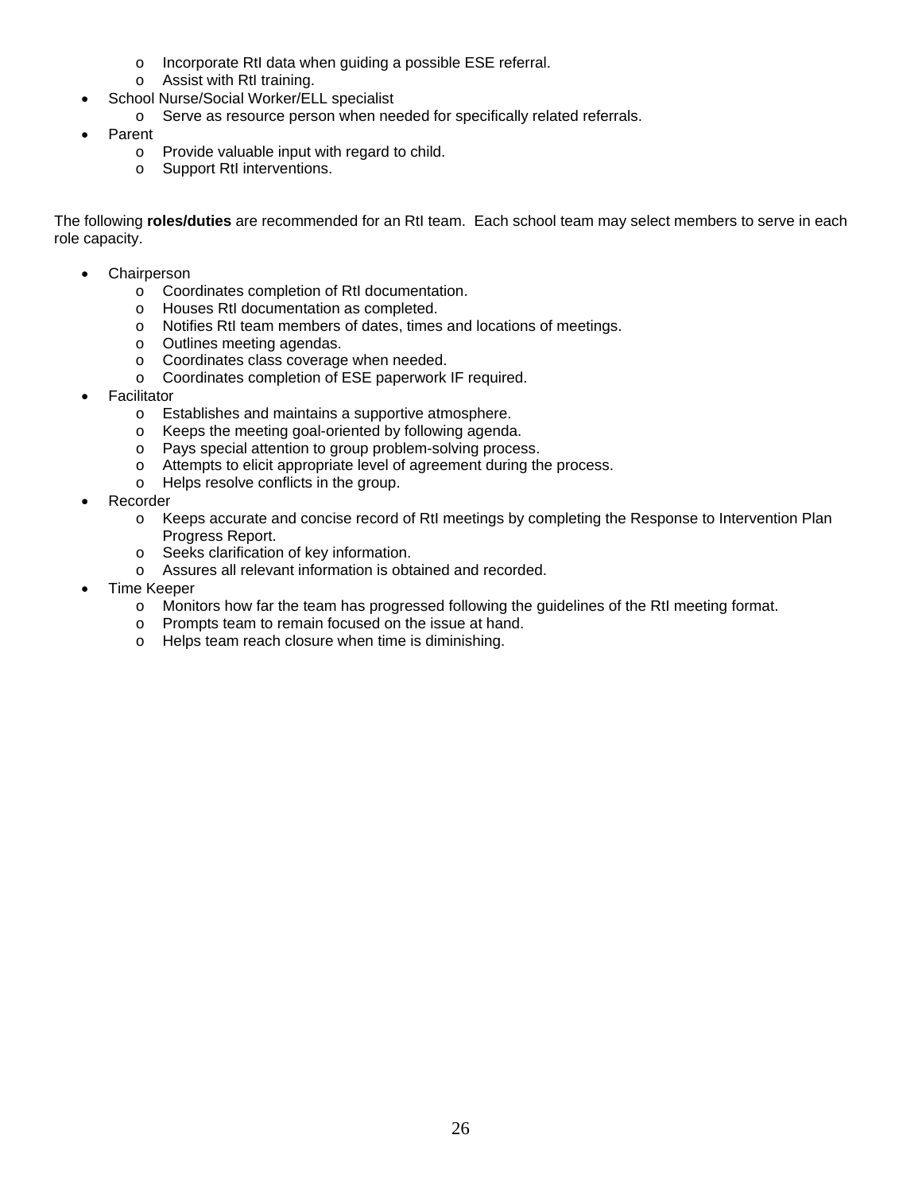- Incorporate RtI data when guiding a possible ESE referral.
  - Assist with RtI training.
- School Nurse/Social Worker/ELL specialist
  - Serve as resource person when needed for specifically related referrals.
- Parent
  - Provide valuable input with regard to child.
  - Support RtI interventions.

The following **roles/duties** are recommended for an RtI team. Each school team may select members to serve in each role capacity.

- Chairperson
  - Coordinates completion of RtI documentation.
  - Houses RtI documentation as completed.
  - Notifies RtI team members of dates, times and locations of meetings.
  - Outlines meeting agendas.
  - Coordinates class coverage when needed.
  - Coordinates completion of ESE paperwork IF required.
- Facilitator
  - Establishes and maintains a supportive atmosphere.
  - Keeps the meeting goal-oriented by following agenda.
  - Pays special attention to group problem-solving process.
  - Attempts to elicit appropriate level of agreement during the process.
  - Helps resolve conflicts in the group.
- Recorder
  - Keeps accurate and concise record of RtI meetings by completing the Response to Intervention Plan Progress Report.
  - Seeks clarification of key information.
  - Assures all relevant information is obtained and recorded.
- Time Keeper
  - Monitors how far the team has progressed following the guidelines of the RtI meeting format.
  - Prompts team to remain focused on the issue at hand.
  - Helps team reach closure when time is diminishing.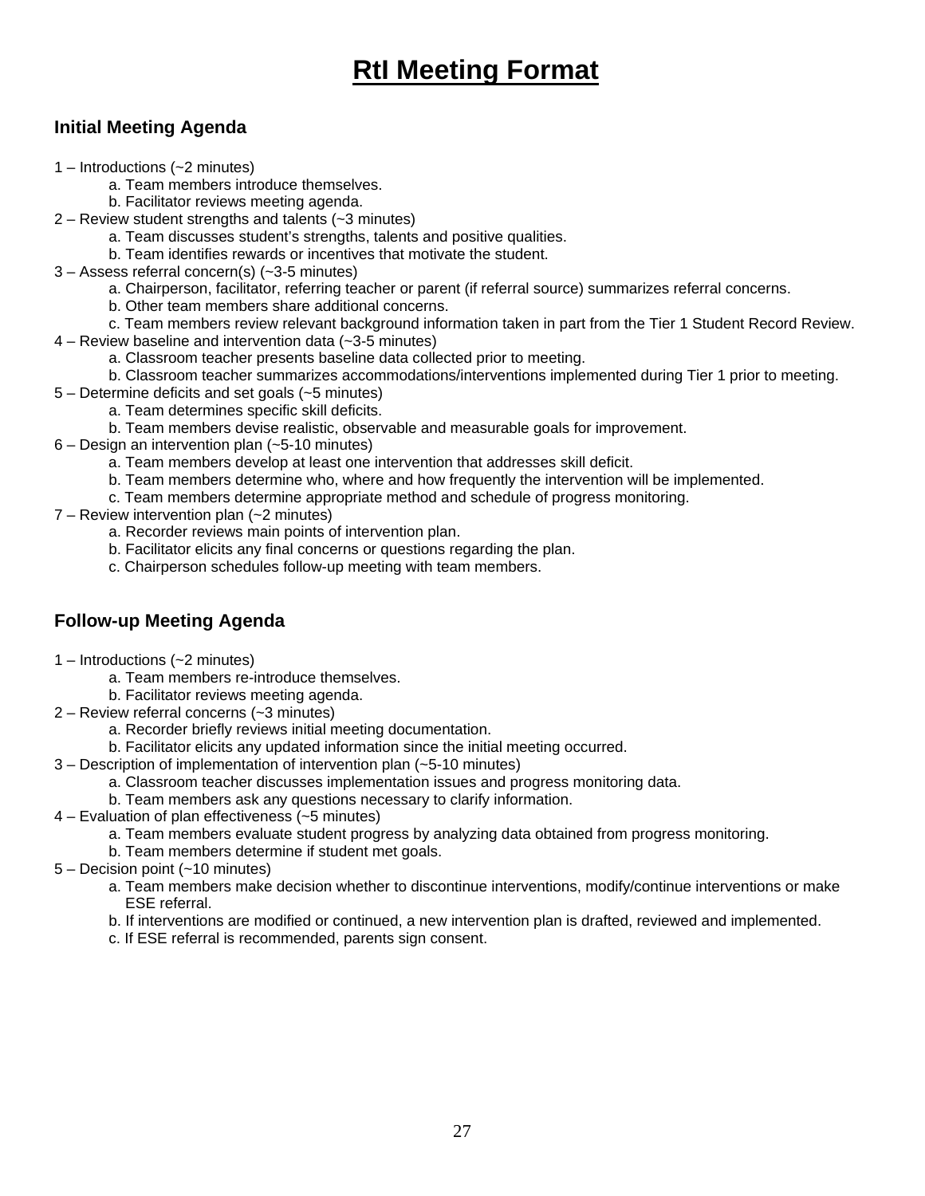# RtI Meeting Format

## Initial Meeting Agenda

1 – Introductions (~2 minutes)

- a. Team members introduce themselves.
- b. Facilitator reviews meeting agenda.

2 – Review student strengths and talents (~3 minutes)

- a. Team discusses student's strengths, talents and positive qualities.
- b. Team identifies rewards or incentives that motivate the student.

3 – Assess referral concern(s) (~3-5 minutes)

- a. Chairperson, facilitator, referring teacher or parent (if referral source) summarizes referral concerns.
- b. Other team members share additional concerns.
- c. Team members review relevant background information taken in part from the Tier 1 Student Record Review.

4 – Review baseline and intervention data (~3-5 minutes)

- a. Classroom teacher presents baseline data collected prior to meeting.
- b. Classroom teacher summarizes accommodations/interventions implemented during Tier 1 prior to meeting.

5 – Determine deficits and set goals (~5 minutes)

- a. Team determines specific skill deficits.
- b. Team members devise realistic, observable and measurable goals for improvement.

6 – Design an intervention plan (~5-10 minutes)

- a. Team members develop at least one intervention that addresses skill deficit.
- b. Team members determine who, where and how frequently the intervention will be implemented.
- c. Team members determine appropriate method and schedule of progress monitoring.

7 – Review intervention plan (~2 minutes)

- a. Recorder reviews main points of intervention plan.
- b. Facilitator elicits any final concerns or questions regarding the plan.
- c. Chairperson schedules follow-up meeting with team members.

## Follow-up Meeting Agenda

1 – Introductions (~2 minutes)

- a. Team members re-introduce themselves.
- b. Facilitator reviews meeting agenda.

2 – Review referral concerns (~3 minutes)

- a. Recorder briefly reviews initial meeting documentation.
- b. Facilitator elicits any updated information since the initial meeting occurred.

3 – Description of implementation of intervention plan (~5-10 minutes)

- a. Classroom teacher discusses implementation issues and progress monitoring data.
- b. Team members ask any questions necessary to clarify information.

4 – Evaluation of plan effectiveness (~5 minutes)

- a. Team members evaluate student progress by analyzing data obtained from progress monitoring.
- b. Team members determine if student met goals.

5 – Decision point (~10 minutes)

- a. Team members make decision whether to discontinue interventions, modify/continue interventions or make ESE referral.
- b. If interventions are modified or continued, a new intervention plan is drafted, reviewed and implemented.
- c. If ESE referral is recommended, parents sign consent.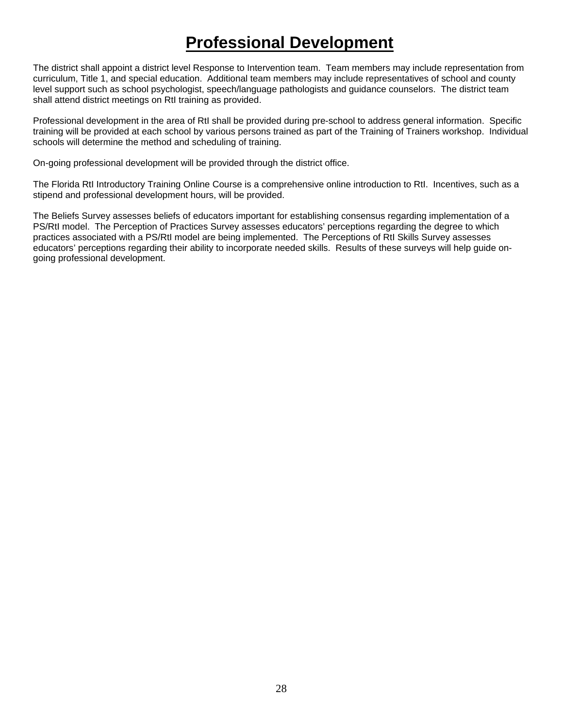# Professional Development

The district shall appoint a district level Response to Intervention team. Team members may include representation from curriculum, Title 1, and special education. Additional team members may include representatives of school and county level support such as school psychologist, speech/language pathologists and guidance counselors. The district team shall attend district meetings on RtI training as provided.

Professional development in the area of RtI shall be provided during pre-school to address general information. Specific training will be provided at each school by various persons trained as part of the Training of Trainers workshop. Individual schools will determine the method and scheduling of training.

On-going professional development will be provided through the district office.

The Florida RtI Introductory Training Online Course is a comprehensive online introduction to RtI. Incentives, such as a stipend and professional development hours, will be provided.

The Beliefs Survey assesses beliefs of educators important for establishing consensus regarding implementation of a PS/RtI model. The Perception of Practices Survey assesses educators' perceptions regarding the degree to which practices associated with a PS/RtI model are being implemented. The Perceptions of RtI Skills Survey assesses educators' perceptions regarding their ability to incorporate needed skills. Results of these surveys will help guide on-going professional development.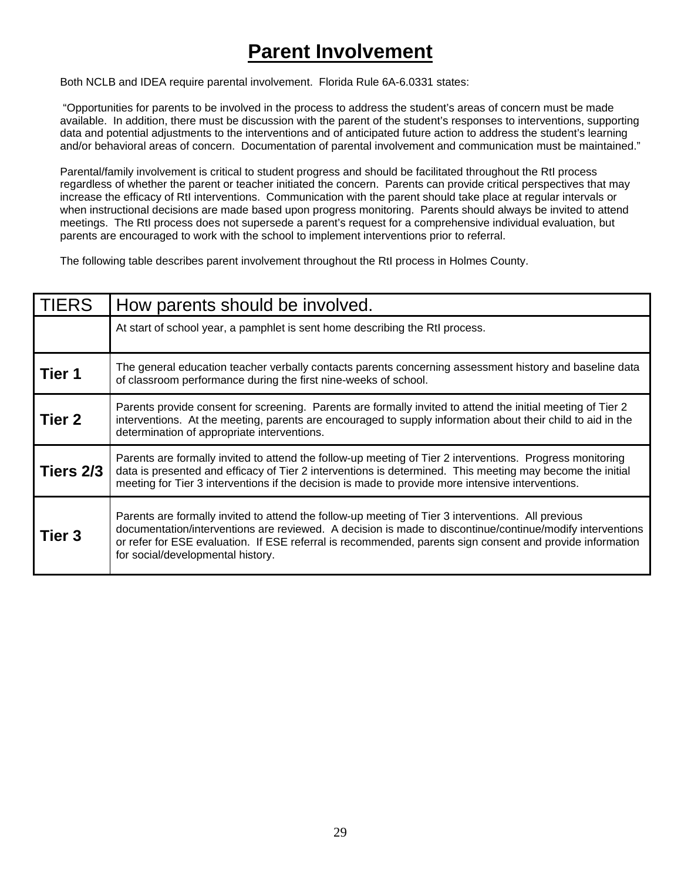# Parent Involvement

Both NCLB and IDEA require parental involvement. Florida Rule 6A-6.0331 states:

"Opportunities for parents to be involved in the process to address the student's areas of concern must be made available. In addition, there must be discussion with the parent of the student's responses to interventions, supporting data and potential adjustments to the interventions and of anticipated future action to address the student's learning and/or behavioral areas of concern. Documentation of parental involvement and communication must be maintained."

Parental/family involvement is critical to student progress and should be facilitated throughout the RtI process regardless of whether the parent or teacher initiated the concern. Parents can provide critical perspectives that may increase the efficacy of RtI interventions. Communication with the parent should take place at regular intervals or when instructional decisions are made based upon progress monitoring. Parents should always be invited to attend meetings. The RtI process does not supersede a parent's request for a comprehensive individual evaluation, but parents are encouraged to work with the school to implement interventions prior to referral.

The following table describes parent involvement throughout the RtI process in Holmes County.

| TIERS | How parents should be involved. |
|---|---|
| | At start of school year, a pamphlet is sent home describing the RtI process. |
| **Tier 1** | The general education teacher verbally contacts parents concerning assessment history and baseline data of classroom performance during the first nine-weeks of school. |
| **Tier 2** | Parents provide consent for screening. Parents are formally invited to attend the initial meeting of Tier 2 interventions. At the meeting, parents are encouraged to supply information about their child to aid in the determination of appropriate interventions. |
| **Tiers 2/3** | Parents are formally invited to attend the follow-up meeting of Tier 2 interventions. Progress monitoring data is presented and efficacy of Tier 2 interventions is determined. This meeting may become the initial meeting for Tier 3 interventions if the decision is made to provide more intensive interventions. |
| **Tier 3** | Parents are formally invited to attend the follow-up meeting of Tier 3 interventions. All previous documentation/interventions are reviewed. A decision is made to discontinue/continue/modify interventions or refer for ESE evaluation. If ESE referral is recommended, parents sign consent and provide information for social/developmental history. |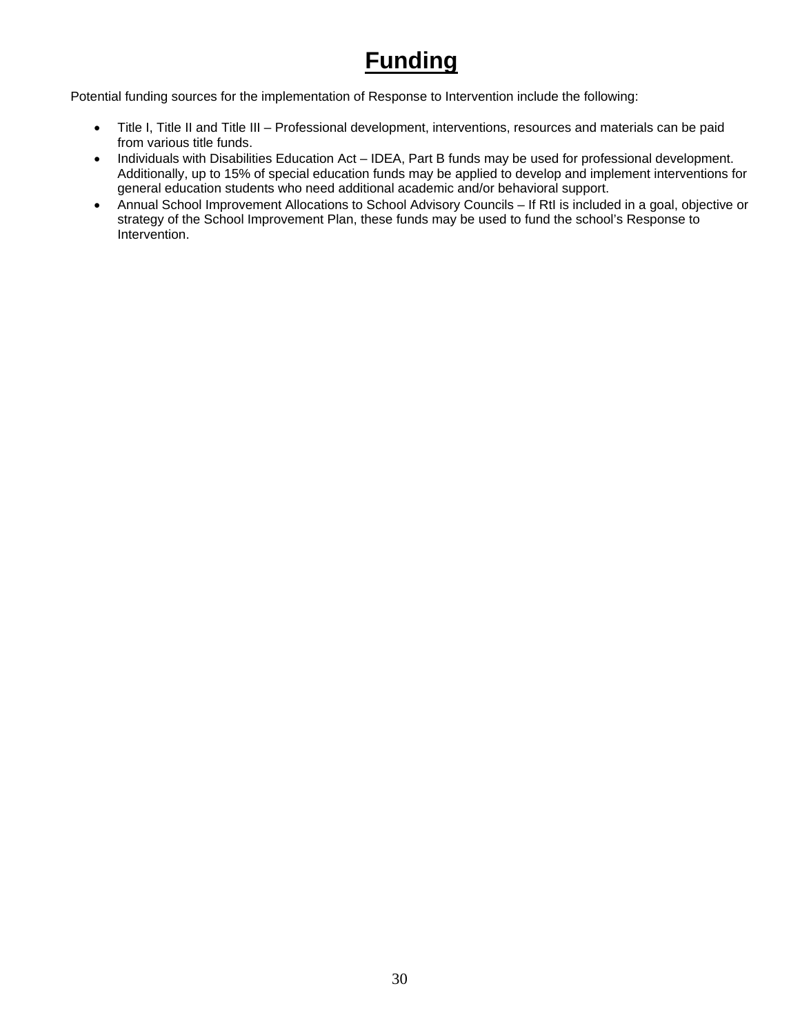# Funding

Potential funding sources for the implementation of Response to Intervention include the following:

- Title I, Title II and Title III – Professional development, interventions, resources and materials can be paid from various title funds.
- Individuals with Disabilities Education Act – IDEA, Part B funds may be used for professional development. Additionally, up to 15% of special education funds may be applied to develop and implement interventions for general education students who need additional academic and/or behavioral support.
- Annual School Improvement Allocations to School Advisory Councils – If RtI is included in a goal, objective or strategy of the School Improvement Plan, these funds may be used to fund the school's Response to Intervention.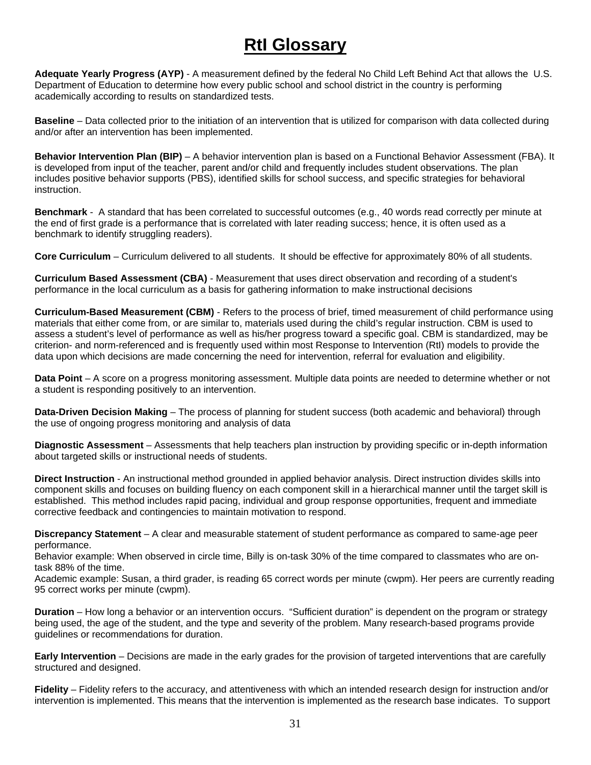# RtI Glossary

**Adequate Yearly Progress (AYP)** - A measurement defined by the federal No Child Left Behind Act that allows the U.S. Department of Education to determine how every public school and school district in the country is performing academically according to results on standardized tests.

**Baseline** – Data collected prior to the initiation of an intervention that is utilized for comparison with data collected during and/or after an intervention has been implemented.

**Behavior Intervention Plan (BIP)** – A behavior intervention plan is based on a Functional Behavior Assessment (FBA). It is developed from input of the teacher, parent and/or child and frequently includes student observations. The plan includes positive behavior supports (PBS), identified skills for school success, and specific strategies for behavioral instruction.

**Benchmark** - A standard that has been correlated to successful outcomes (e.g., 40 words read correctly per minute at the end of first grade is a performance that is correlated with later reading success; hence, it is often used as a benchmark to identify struggling readers).

**Core Curriculum** – Curriculum delivered to all students. It should be effective for approximately 80% of all students.

**Curriculum Based Assessment (CBA)** - Measurement that uses direct observation and recording of a student's performance in the local curriculum as a basis for gathering information to make instructional decisions

**Curriculum-Based Measurement (CBM)** - Refers to the process of brief, timed measurement of child performance using materials that either come from, or are similar to, materials used during the child's regular instruction. CBM is used to assess a student's level of performance as well as his/her progress toward a specific goal. CBM is standardized, may be criterion- and norm-referenced and is frequently used within most Response to Intervention (RtI) models to provide the data upon which decisions are made concerning the need for intervention, referral for evaluation and eligibility.

**Data Point** – A score on a progress monitoring assessment. Multiple data points are needed to determine whether or not a student is responding positively to an intervention.

**Data-Driven Decision Making** – The process of planning for student success (both academic and behavioral) through the use of ongoing progress monitoring and analysis of data

**Diagnostic Assessment** – Assessments that help teachers plan instruction by providing specific or in-depth information about targeted skills or instructional needs of students.

**Direct Instruction** - An instructional method grounded in applied behavior analysis. Direct instruction divides skills into component skills and focuses on building fluency on each component skill in a hierarchical manner until the target skill is established. This method includes rapid pacing, individual and group response opportunities, frequent and immediate corrective feedback and contingencies to maintain motivation to respond.

**Discrepancy Statement** – A clear and measurable statement of student performance as compared to same-age peer performance.
Behavior example: When observed in circle time, Billy is on-task 30% of the time compared to classmates who are on-task 88% of the time.
Academic example: Susan, a third grader, is reading 65 correct words per minute (cwpm). Her peers are currently reading 95 correct works per minute (cwpm).

**Duration** – How long a behavior or an intervention occurs. "Sufficient duration" is dependent on the program or strategy being used, the age of the student, and the type and severity of the problem. Many research-based programs provide guidelines or recommendations for duration.

**Early Intervention** – Decisions are made in the early grades for the provision of targeted interventions that are carefully structured and designed.

**Fidelity** – Fidelity refers to the accuracy, and attentiveness with which an intended research design for instruction and/or intervention is implemented. This means that the intervention is implemented as the research base indicates. To support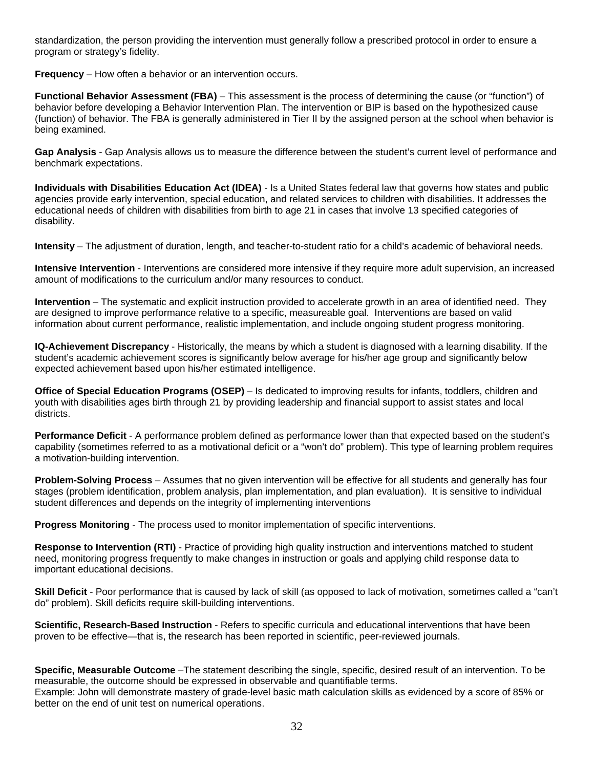standardization, the person providing the intervention must generally follow a prescribed protocol in order to ensure a program or strategy's fidelity.

**Frequency** – How often a behavior or an intervention occurs.

**Functional Behavior Assessment (FBA)** – This assessment is the process of determining the cause (or "function") of behavior before developing a Behavior Intervention Plan. The intervention or BIP is based on the hypothesized cause (function) of behavior. The FBA is generally administered in Tier II by the assigned person at the school when behavior is being examined.

**Gap Analysis** - Gap Analysis allows us to measure the difference between the student's current level of performance and benchmark expectations.

**Individuals with Disabilities Education Act (IDEA)** - Is a United States federal law that governs how states and public agencies provide early intervention, special education, and related services to children with disabilities. It addresses the educational needs of children with disabilities from birth to age 21 in cases that involve 13 specified categories of disability.

**Intensity** – The adjustment of duration, length, and teacher-to-student ratio for a child's academic of behavioral needs.

**Intensive Intervention** - Interventions are considered more intensive if they require more adult supervision, an increased amount of modifications to the curriculum and/or many resources to conduct.

**Intervention** – The systematic and explicit instruction provided to accelerate growth in an area of identified need. They are designed to improve performance relative to a specific, measureable goal. Interventions are based on valid information about current performance, realistic implementation, and include ongoing student progress monitoring.

**IQ-Achievement Discrepancy** - Historically, the means by which a student is diagnosed with a learning disability. If the student's academic achievement scores is significantly below average for his/her age group and significantly below expected achievement based upon his/her estimated intelligence.

**Office of Special Education Programs (OSEP)** – Is dedicated to improving results for infants, toddlers, children and youth with disabilities ages birth through 21 by providing leadership and financial support to assist states and local districts.

**Performance Deficit** - A performance problem defined as performance lower than that expected based on the student's capability (sometimes referred to as a motivational deficit or a "won't do" problem). This type of learning problem requires a motivation-building intervention.

**Problem-Solving Process** – Assumes that no given intervention will be effective for all students and generally has four stages (problem identification, problem analysis, plan implementation, and plan evaluation). It is sensitive to individual student differences and depends on the integrity of implementing interventions

**Progress Monitoring** - The process used to monitor implementation of specific interventions.

**Response to Intervention (RTI)** - Practice of providing high quality instruction and interventions matched to student need, monitoring progress frequently to make changes in instruction or goals and applying child response data to important educational decisions.

**Skill Deficit** - Poor performance that is caused by lack of skill (as opposed to lack of motivation, sometimes called a "can't do" problem). Skill deficits require skill-building interventions.

**Scientific, Research-Based Instruction** - Refers to specific curricula and educational interventions that have been proven to be effective—that is, the research has been reported in scientific, peer-reviewed journals.

**Specific, Measurable Outcome** –The statement describing the single, specific, desired result of an intervention. To be measurable, the outcome should be expressed in observable and quantifiable terms.
Example: John will demonstrate mastery of grade-level basic math calculation skills as evidenced by a score of 85% or better on the end of unit test on numerical operations.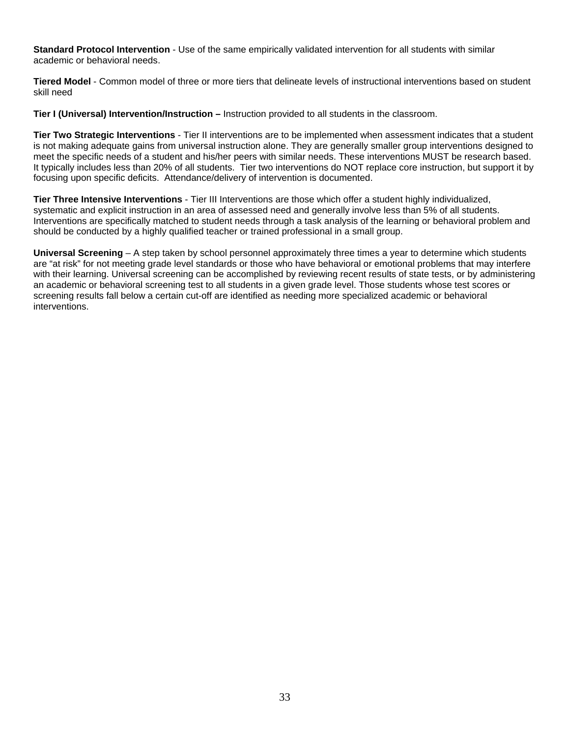**Standard Protocol Intervention** - Use of the same empirically validated intervention for all students with similar academic or behavioral needs.

**Tiered Model** - Common model of three or more tiers that delineate levels of instructional interventions based on student skill need

**Tier I (Universal) Intervention/Instruction –** Instruction provided to all students in the classroom.

**Tier Two Strategic Interventions** - Tier II interventions are to be implemented when assessment indicates that a student is not making adequate gains from universal instruction alone. They are generally smaller group interventions designed to meet the specific needs of a student and his/her peers with similar needs. These interventions MUST be research based. It typically includes less than 20% of all students. Tier two interventions do NOT replace core instruction, but support it by focusing upon specific deficits. Attendance/delivery of intervention is documented.

**Tier Three Intensive Interventions** - Tier III Interventions are those which offer a student highly individualized, systematic and explicit instruction in an area of assessed need and generally involve less than 5% of all students. Interventions are specifically matched to student needs through a task analysis of the learning or behavioral problem and should be conducted by a highly qualified teacher or trained professional in a small group.

**Universal Screening** – A step taken by school personnel approximately three times a year to determine which students are "at risk" for not meeting grade level standards or those who have behavioral or emotional problems that may interfere with their learning. Universal screening can be accomplished by reviewing recent results of state tests, or by administering an academic or behavioral screening test to all students in a given grade level. Those students whose test scores or screening results fall below a certain cut-off are identified as needing more specialized academic or behavioral interventions.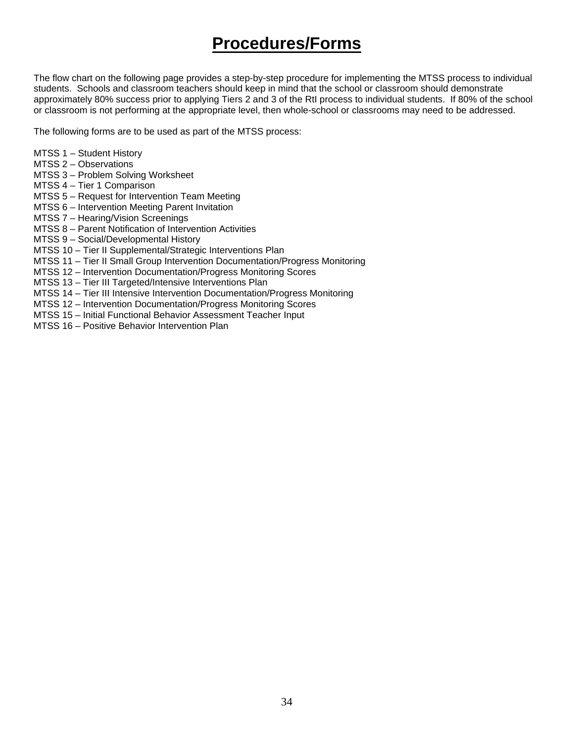# Procedures/Forms

The flow chart on the following page provides a step-by-step procedure for implementing the MTSS process to individual students. Schools and classroom teachers should keep in mind that the school or classroom should demonstrate approximately 80% success prior to applying Tiers 2 and 3 of the RtI process to individual students. If 80% of the school or classroom is not performing at the appropriate level, then whole-school or classrooms may need to be addressed.

The following forms are to be used as part of the MTSS process:

MTSS 1 – Student History
MTSS 2 – Observations
MTSS 3 – Problem Solving Worksheet
MTSS 4 – Tier 1 Comparison
MTSS 5 – Request for Intervention Team Meeting
MTSS 6 – Intervention Meeting Parent Invitation
MTSS 7 – Hearing/Vision Screenings
MTSS 8 – Parent Notification of Intervention Activities
MTSS 9 – Social/Developmental History
MTSS 10 – Tier II Supplemental/Strategic Interventions Plan
MTSS 11 – Tier II Small Group Intervention Documentation/Progress Monitoring
MTSS 12 – Intervention Documentation/Progress Monitoring Scores
MTSS 13 – Tier III Targeted/Intensive Interventions Plan
MTSS 14 – Tier III Intensive Intervention Documentation/Progress Monitoring
MTSS 12 – Intervention Documentation/Progress Monitoring Scores
MTSS 15 – Initial Functional Behavior Assessment Teacher Input
MTSS 16 – Positive Behavior Intervention Plan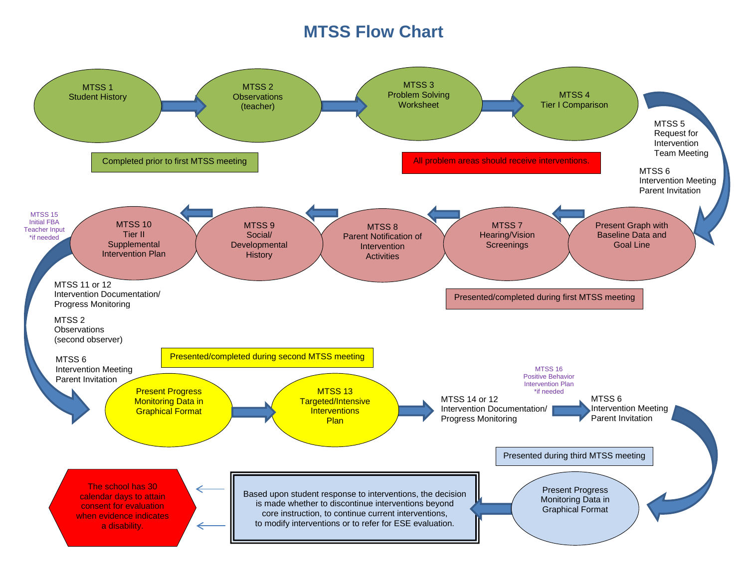# MTSS Flow Chart

MTSS 1
Student History

MTSS 2
Observations
(teacher)

MTSS 3
Problem Solving
Worksheet

MTSS 4
Tier I Comparison

Completed prior to first MTSS meeting

All problem areas should receive interventions.

MTSS 5
Request for
Intervention
Team Meeting

MTSS 6
Intervention Meeting
Parent Invitation

Present Graph with
Baseline Data and
Goal Line

MTSS 7
Hearing/Vision
Screenings

MTSS 8
Parent Notification of
Intervention
Activities

MTSS 9
Social/
Developmental
History

MTSS 10
Tier II
Supplemental
Intervention Plan

MTSS 15
Initial FBA
Teacher Input
*if needed

Presented/completed during first MTSS meeting

MTSS 11 or 12
Intervention Documentation/
Progress Monitoring

MTSS 2
Observations
(second observer)

MTSS 6
Intervention Meeting
Parent Invitation

Presented/completed during second MTSS meeting

Present Progress
Monitoring Data in
Graphical Format

MTSS 13
Targeted/Intensive
Interventions
Plan

MTSS 14 or 12
Intervention Documentation/
Progress Monitoring

MTSS 16
Positive Behavior
Intervention Plan
*if needed

MTSS 6
Intervention Meeting
Parent Invitation

Presented during third MTSS meeting

Present Progress
Monitoring Data in
Graphical Format

Based upon student response to interventions, the decision is made whether to discontinue interventions beyond core instruction, to continue current interventions, to modify interventions or to refer for ESE evaluation.

The school has 30 calendar days to attain consent for evaluation when evidence indicates a disability.